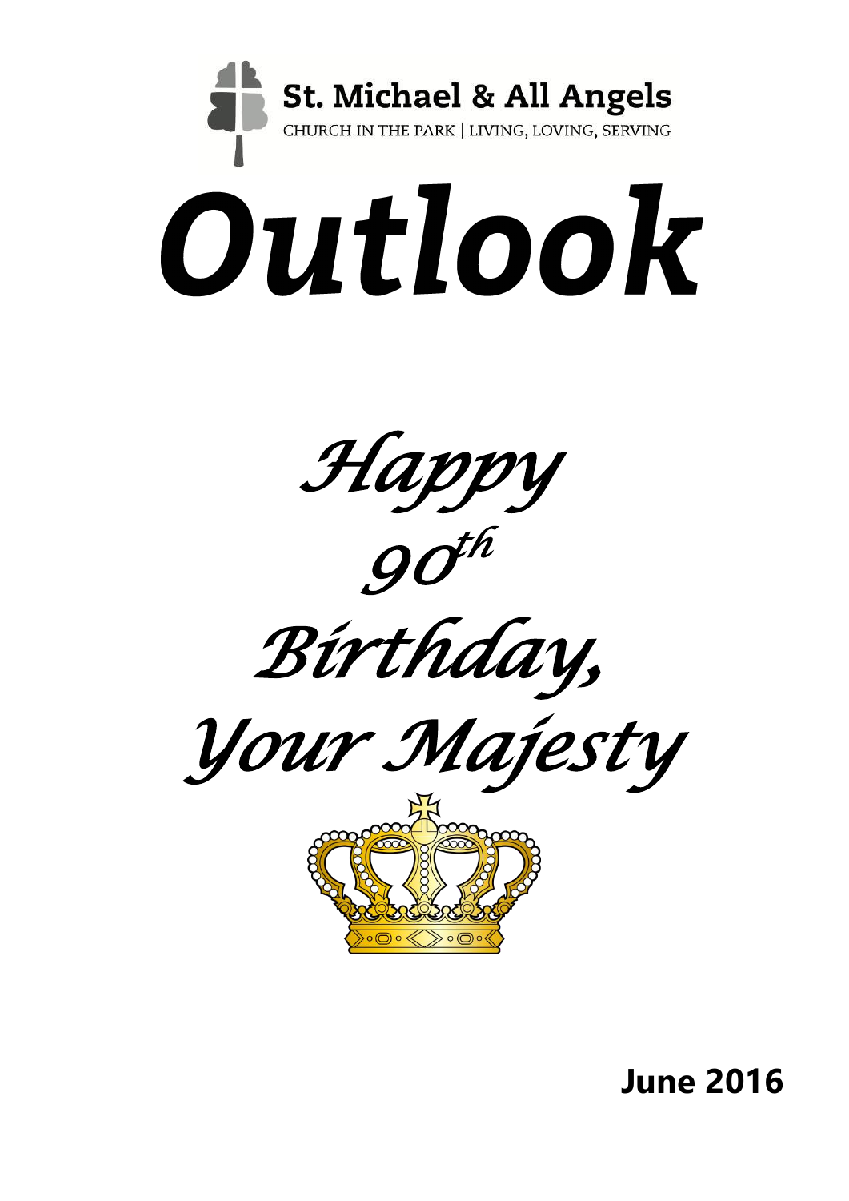St. Michael & All Angels

CHURCH IN THE PARK | LIVING, LOVING, SERVING

# *Outlook*

*Happy 90th Birthday, Your Majesty*

**June 2016**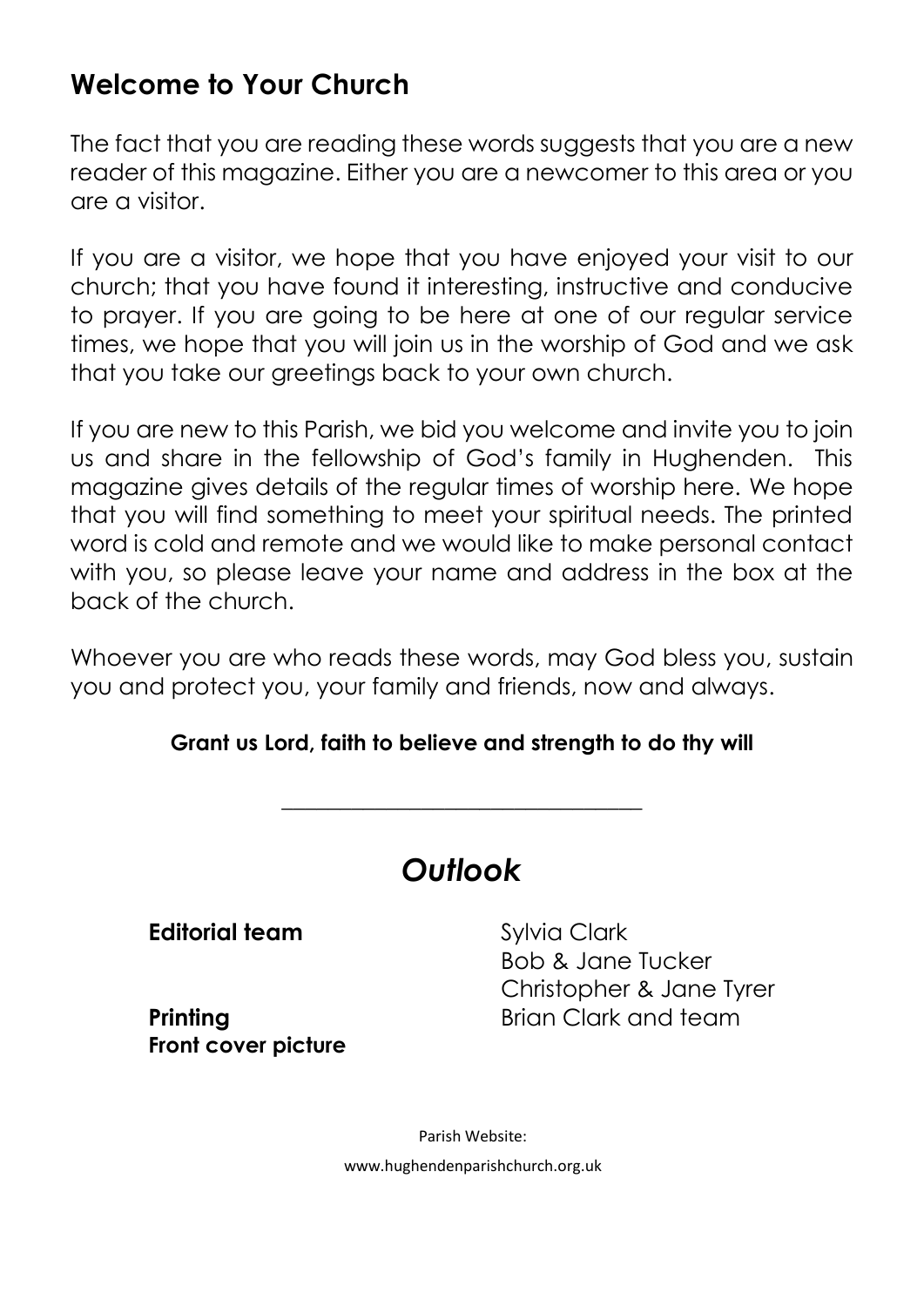## Welcome to Your Church

The fact that you are reading these words suggests that you are a new reader of this magazine. Either you are a newcomer to this area or you are a visitor.

If you are a visitor, we hope that you have enjoyed your visit to our church; that you have found it interesting, instructive and conducive to prayer. If you are going to be here at one of our regular service times, we hope that you will join us in the worship of God and we ask that you take our greetings back to your own church.

If you are new to this Parish, we bid you welcome and invite you to join us and share in the fellowship of God's family in Hughenden. This magazine gives details of the regular times of worship here. We hope that you will find something to meet your spiritual needs. The printed word is cold and remote and we would like to make personal contact with you, so please leave your name and address in the box at the back of the church.

Whoever you are who reads these words, may God bless you, sustain you and protect you, your family and friends, now and always.

**Grant us Lord, faith to believe and strength to do thy will**

---

# *Outlook*

**Editorial team** Sylvia Clark
Bob & Jane Tucker
Christopher & Jane Tyrer

**Printing** Brian Clark and team

**Front cover picture**

Parish Website:

www.hughendenparishchurch.org.uk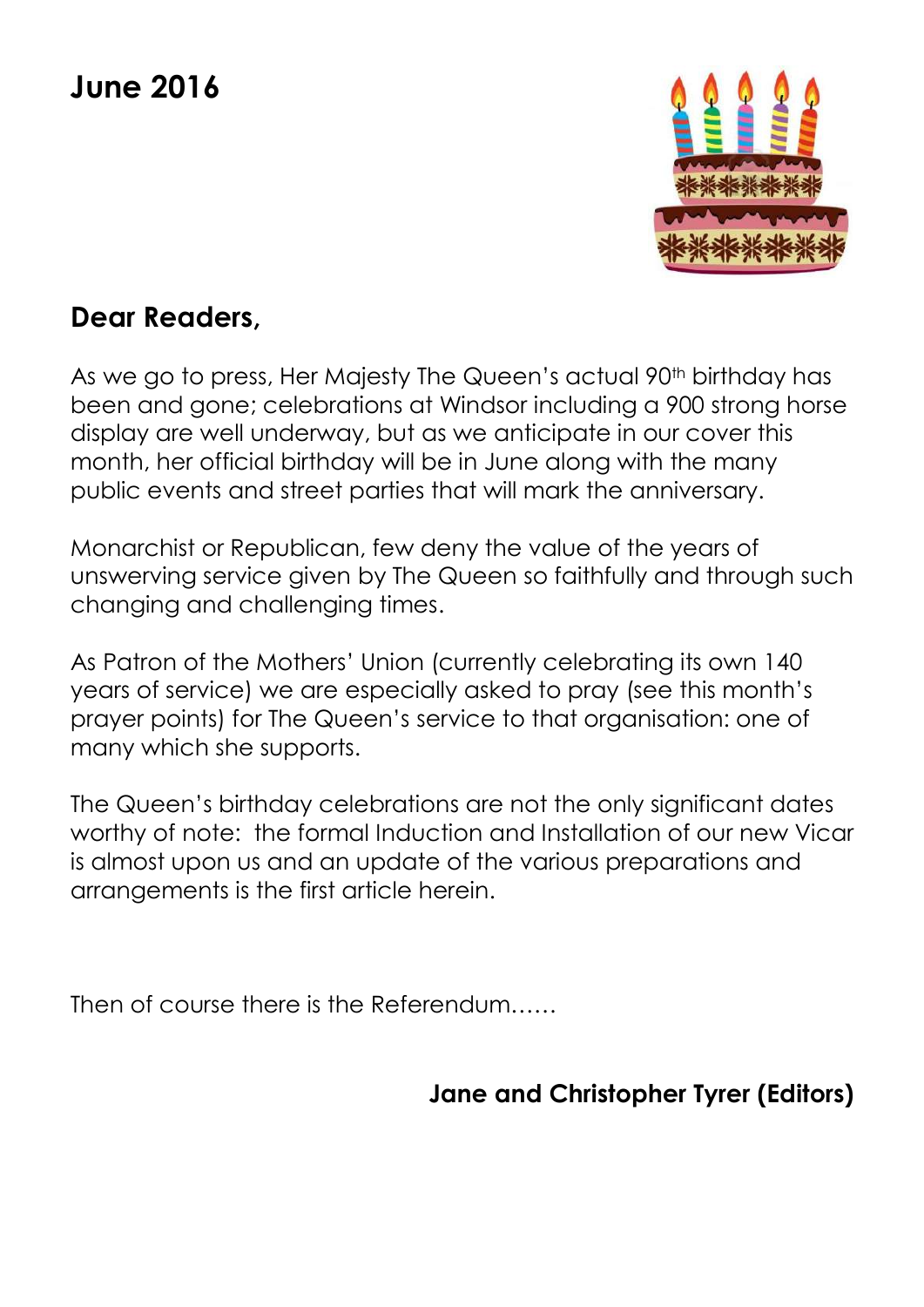# June 2016

## Dear Readers,

As we go to press, Her Majesty The Queen's actual 90th birthday has been and gone; celebrations at Windsor including a 900 strong horse display are well underway, but as we anticipate in our cover this month, her official birthday will be in June along with the many public events and street parties that will mark the anniversary.

Monarchist or Republican, few deny the value of the years of unswerving service given by The Queen so faithfully and through such changing and challenging times.

As Patron of the Mothers' Union (currently celebrating its own 140 years of service) we are especially asked to pray (see this month's prayer points) for The Queen's service to that organisation: one of many which she supports.

The Queen's birthday celebrations are not the only significant dates worthy of note: the formal Induction and Installation of our new Vicar is almost upon us and an update of the various preparations and arrangements is the first article herein.

Then of course there is the Referendum……

**Jane and Christopher Tyrer (Editors)**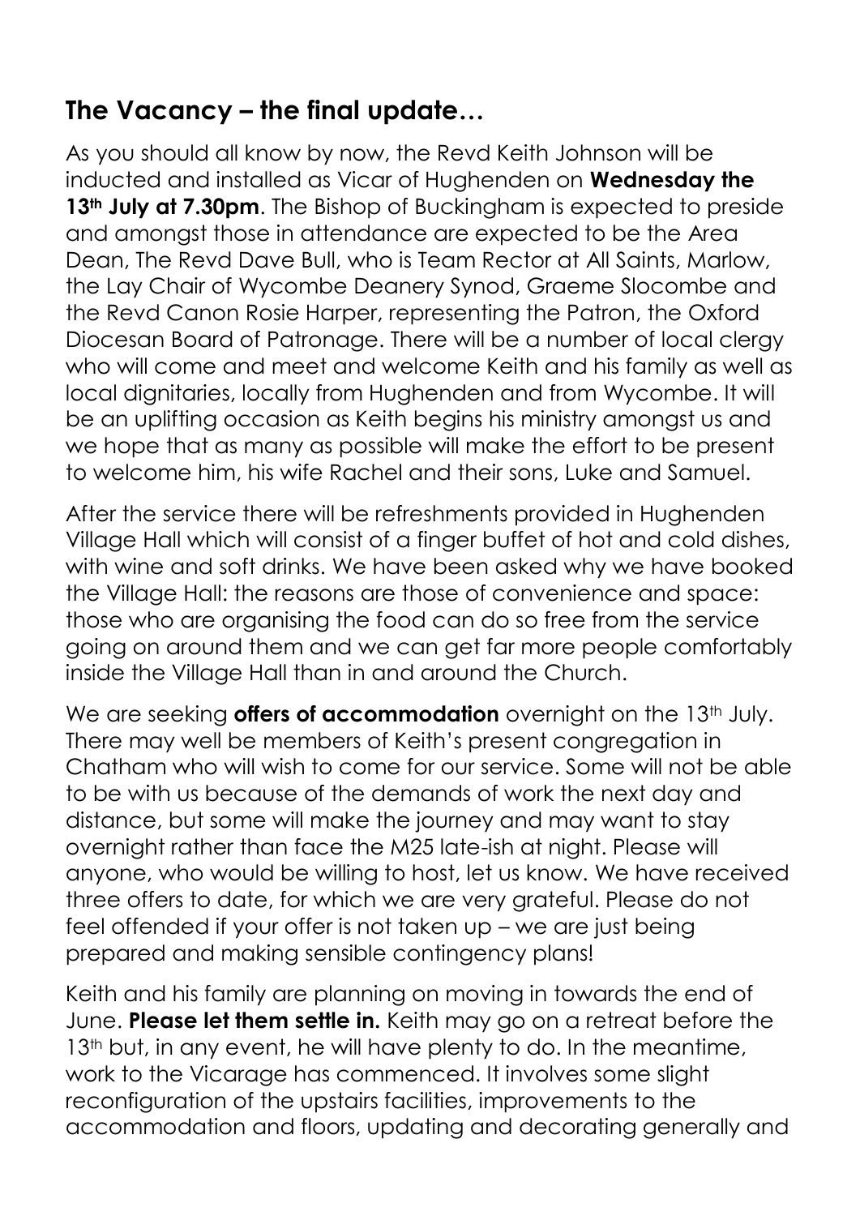## The Vacancy – the final update…

As you should all know by now, the Revd Keith Johnson will be inducted and installed as Vicar of Hughenden on **Wednesday the 13th July at 7.30pm**. The Bishop of Buckingham is expected to preside and amongst those in attendance are expected to be the Area Dean, The Revd Dave Bull, who is Team Rector at All Saints, Marlow, the Lay Chair of Wycombe Deanery Synod, Graeme Slocombe and the Revd Canon Rosie Harper, representing the Patron, the Oxford Diocesan Board of Patronage. There will be a number of local clergy who will come and meet and welcome Keith and his family as well as local dignitaries, locally from Hughenden and from Wycombe. It will be an uplifting occasion as Keith begins his ministry amongst us and we hope that as many as possible will make the effort to be present to welcome him, his wife Rachel and their sons, Luke and Samuel.

After the service there will be refreshments provided in Hughenden Village Hall which will consist of a finger buffet of hot and cold dishes, with wine and soft drinks. We have been asked why we have booked the Village Hall: the reasons are those of convenience and space: those who are organising the food can do so free from the service going on around them and we can get far more people comfortably inside the Village Hall than in and around the Church.

We are seeking **offers of accommodation** overnight on the 13th July. There may well be members of Keith's present congregation in Chatham who will wish to come for our service. Some will not be able to be with us because of the demands of work the next day and distance, but some will make the journey and may want to stay overnight rather than face the M25 late-ish at night. Please will anyone, who would be willing to host, let us know. We have received three offers to date, for which we are very grateful. Please do not feel offended if your offer is not taken up – we are just being prepared and making sensible contingency plans!

Keith and his family are planning on moving in towards the end of June. **Please let them settle in.** Keith may go on a retreat before the 13th but, in any event, he will have plenty to do. In the meantime, work to the Vicarage has commenced. It involves some slight reconfiguration of the upstairs facilities, improvements to the accommodation and floors, updating and decorating generally and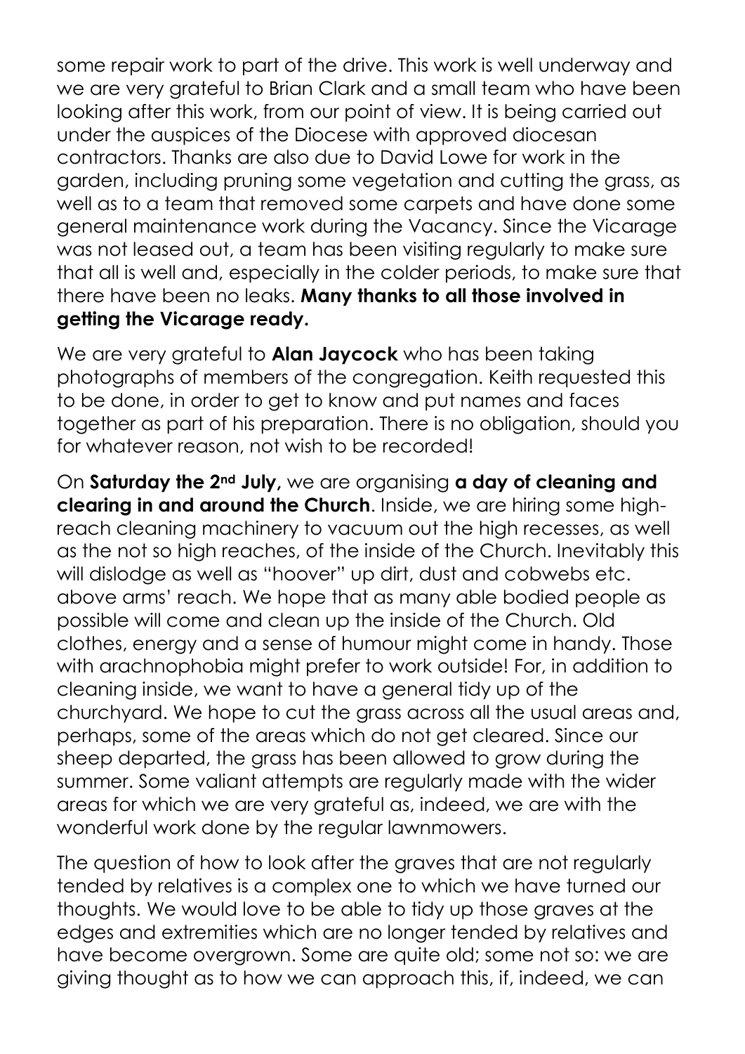some repair work to part of the drive. This work is well underway and we are very grateful to Brian Clark and a small team who have been looking after this work, from our point of view. It is being carried out under the auspices of the Diocese with approved diocesan contractors. Thanks are also due to David Lowe for work in the garden, including pruning some vegetation and cutting the grass, as well as to a team that removed some carpets and have done some general maintenance work during the Vacancy. Since the Vicarage was not leased out, a team has been visiting regularly to make sure that all is well and, especially in the colder periods, to make sure that there have been no leaks. **Many thanks to all those involved in getting the Vicarage ready.**

We are very grateful to **Alan Jaycock** who has been taking photographs of members of the congregation. Keith requested this to be done, in order to get to know and put names and faces together as part of his preparation. There is no obligation, should you for whatever reason, not wish to be recorded!

On **Saturday the 2nd July,** we are organising **a day of cleaning and clearing in and around the Church**. Inside, we are hiring some high-reach cleaning machinery to vacuum out the high recesses, as well as the not so high reaches, of the inside of the Church. Inevitably this will dislodge as well as "hoover" up dirt, dust and cobwebs etc. above arms' reach. We hope that as many able bodied people as possible will come and clean up the inside of the Church. Old clothes, energy and a sense of humour might come in handy. Those with arachnophobia might prefer to work outside! For, in addition to cleaning inside, we want to have a general tidy up of the churchyard. We hope to cut the grass across all the usual areas and, perhaps, some of the areas which do not get cleared. Since our sheep departed, the grass has been allowed to grow during the summer. Some valiant attempts are regularly made with the wider areas for which we are very grateful as, indeed, we are with the wonderful work done by the regular lawnmowers.

The question of how to look after the graves that are not regularly tended by relatives is a complex one to which we have turned our thoughts. We would love to be able to tidy up those graves at the edges and extremities which are no longer tended by relatives and have become overgrown. Some are quite old; some not so: we are giving thought as to how we can approach this, if, indeed, we can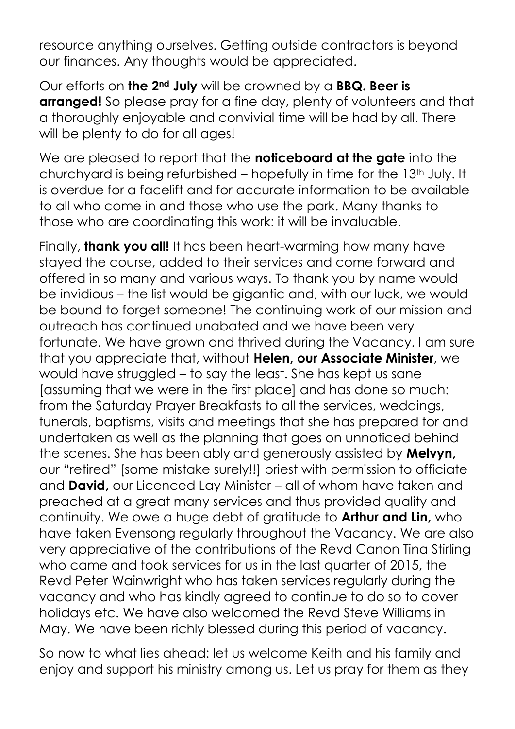resource anything ourselves. Getting outside contractors is beyond our finances. Any thoughts would be appreciated.

Our efforts on **the 2nd July** will be crowned by a **BBQ. Beer is arranged!** So please pray for a fine day, plenty of volunteers and that a thoroughly enjoyable and convivial time will be had by all. There will be plenty to do for all ages!

We are pleased to report that the **noticeboard at the gate** into the churchyard is being refurbished – hopefully in time for the 13th July. It is overdue for a facelift and for accurate information to be available to all who come in and those who use the park. Many thanks to those who are coordinating this work: it will be invaluable.

Finally, **thank you all!** It has been heart-warming how many have stayed the course, added to their services and come forward and offered in so many and various ways. To thank you by name would be invidious – the list would be gigantic and, with our luck, we would be bound to forget someone! The continuing work of our mission and outreach has continued unabated and we have been very fortunate. We have grown and thrived during the Vacancy. I am sure that you appreciate that, without **Helen, our Associate Minister**, we would have struggled – to say the least. She has kept us sane [assuming that we were in the first place] and has done so much: from the Saturday Prayer Breakfasts to all the services, weddings, funerals, baptisms, visits and meetings that she has prepared for and undertaken as well as the planning that goes on unnoticed behind the scenes. She has been ably and generously assisted by **Melvyn,** our "retired" [some mistake surely!!] priest with permission to officiate and **David,** our Licenced Lay Minister – all of whom have taken and preached at a great many services and thus provided quality and continuity. We owe a huge debt of gratitude to **Arthur and Lin,** who have taken Evensong regularly throughout the Vacancy. We are also very appreciative of the contributions of the Revd Canon Tina Stirling who came and took services for us in the last quarter of 2015, the Revd Peter Wainwright who has taken services regularly during the vacancy and who has kindly agreed to continue to do so to cover holidays etc. We have also welcomed the Revd Steve Williams in May. We have been richly blessed during this period of vacancy.

So now to what lies ahead: let us welcome Keith and his family and enjoy and support his ministry among us. Let us pray for them as they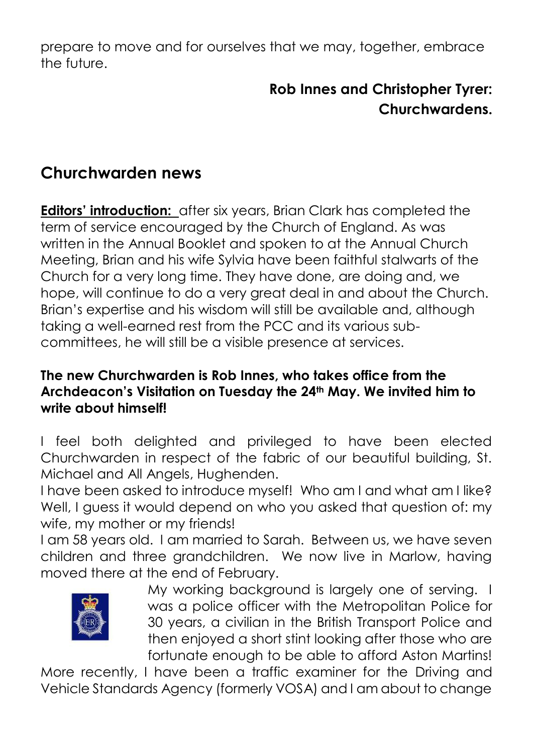prepare to move and for ourselves that we may, together, embrace the future.

**Rob Innes and Christopher Tyrer: Churchwardens.**

## Churchwarden news

**Editors' introduction:** after six years, Brian Clark has completed the term of service encouraged by the Church of England. As was written in the Annual Booklet and spoken to at the Annual Church Meeting, Brian and his wife Sylvia have been faithful stalwarts of the Church for a very long time. They have done, are doing and, we hope, will continue to do a very great deal in and about the Church. Brian's expertise and his wisdom will still be available and, although taking a well-earned rest from the PCC and its various sub-committees, he will still be a visible presence at services.

**The new Churchwarden is Rob Innes, who takes office from the Archdeacon's Visitation on Tuesday the 24th May. We invited him to write about himself!**

I feel both delighted and privileged to have been elected Churchwarden in respect of the fabric of our beautiful building, St. Michael and All Angels, Hughenden.

I have been asked to introduce myself! Who am I and what am I like? Well, I guess it would depend on who you asked that question of: my wife, my mother or my friends!

I am 58 years old. I am married to Sarah. Between us, we have seven children and three grandchildren. We now live in Marlow, having moved there at the end of February.

My working background is largely one of serving. I was a police officer with the Metropolitan Police for 30 years, a civilian in the British Transport Police and then enjoyed a short stint looking after those who are fortunate enough to be able to afford Aston Martins! More recently, I have been a traffic examiner for the Driving and Vehicle Standards Agency (formerly VOSA) and I am about to change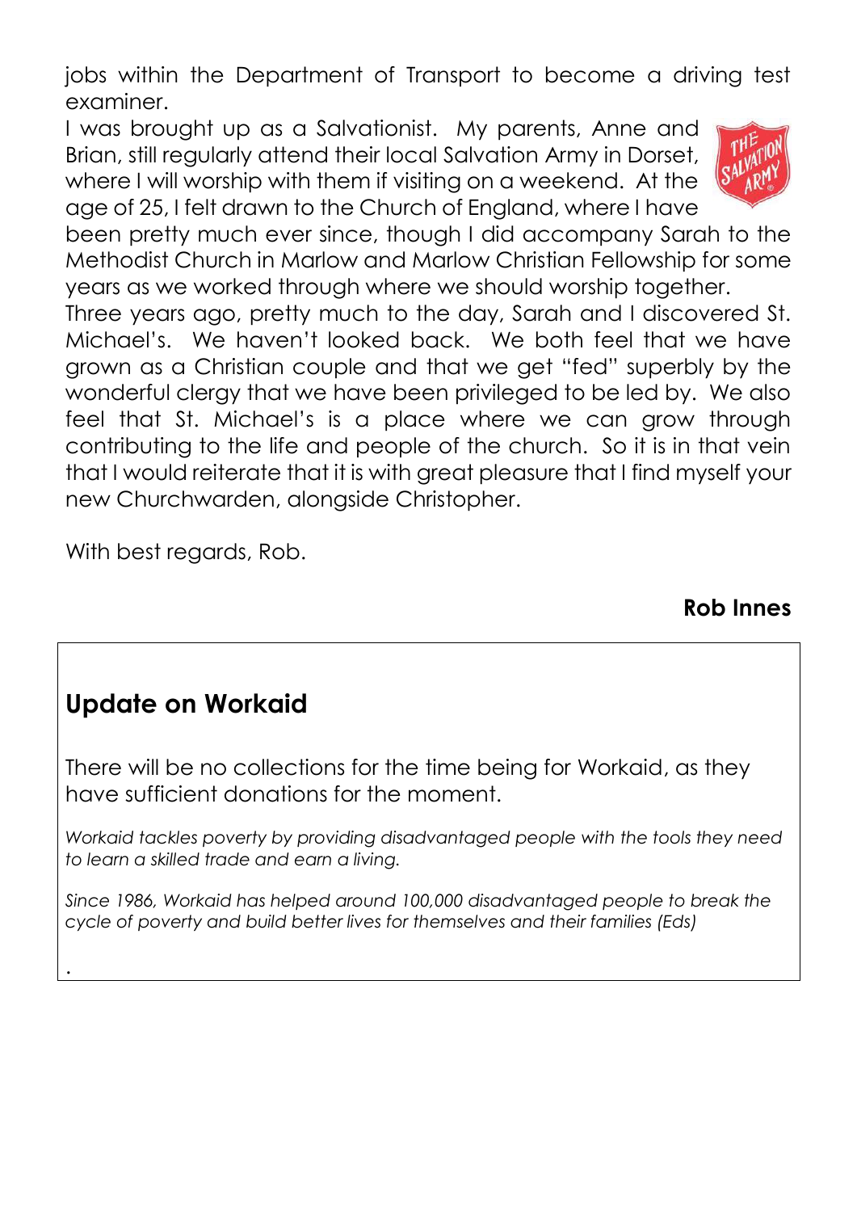jobs within the Department of Transport to become a driving test examiner.

I was brought up as a Salvationist. My parents, Anne and Brian, still regularly attend their local Salvation Army in Dorset, where I will worship with them if visiting on a weekend. At the age of 25, I felt drawn to the Church of England, where I have been pretty much ever since, though I did accompany Sarah to the Methodist Church in Marlow and Marlow Christian Fellowship for some years as we worked through where we should worship together.

Three years ago, pretty much to the day, Sarah and I discovered St. Michael's. We haven't looked back. We both feel that we have grown as a Christian couple and that we get "fed" superbly by the wonderful clergy that we have been privileged to be led by. We also feel that St. Michael's is a place where we can grow through contributing to the life and people of the church. So it is in that vein that I would reiterate that it is with great pleasure that I find myself your new Churchwarden, alongside Christopher.

With best regards, Rob.

**Rob Innes**

## Update on Workaid

There will be no collections for the time being for Workaid, as they have sufficient donations for the moment.

*Workaid tackles poverty by providing disadvantaged people with the tools they need to learn a skilled trade and earn a living.*

*Since 1986, Workaid has helped around 100,000 disadvantaged people to break the cycle of poverty and build better lives for themselves and their families (Eds)*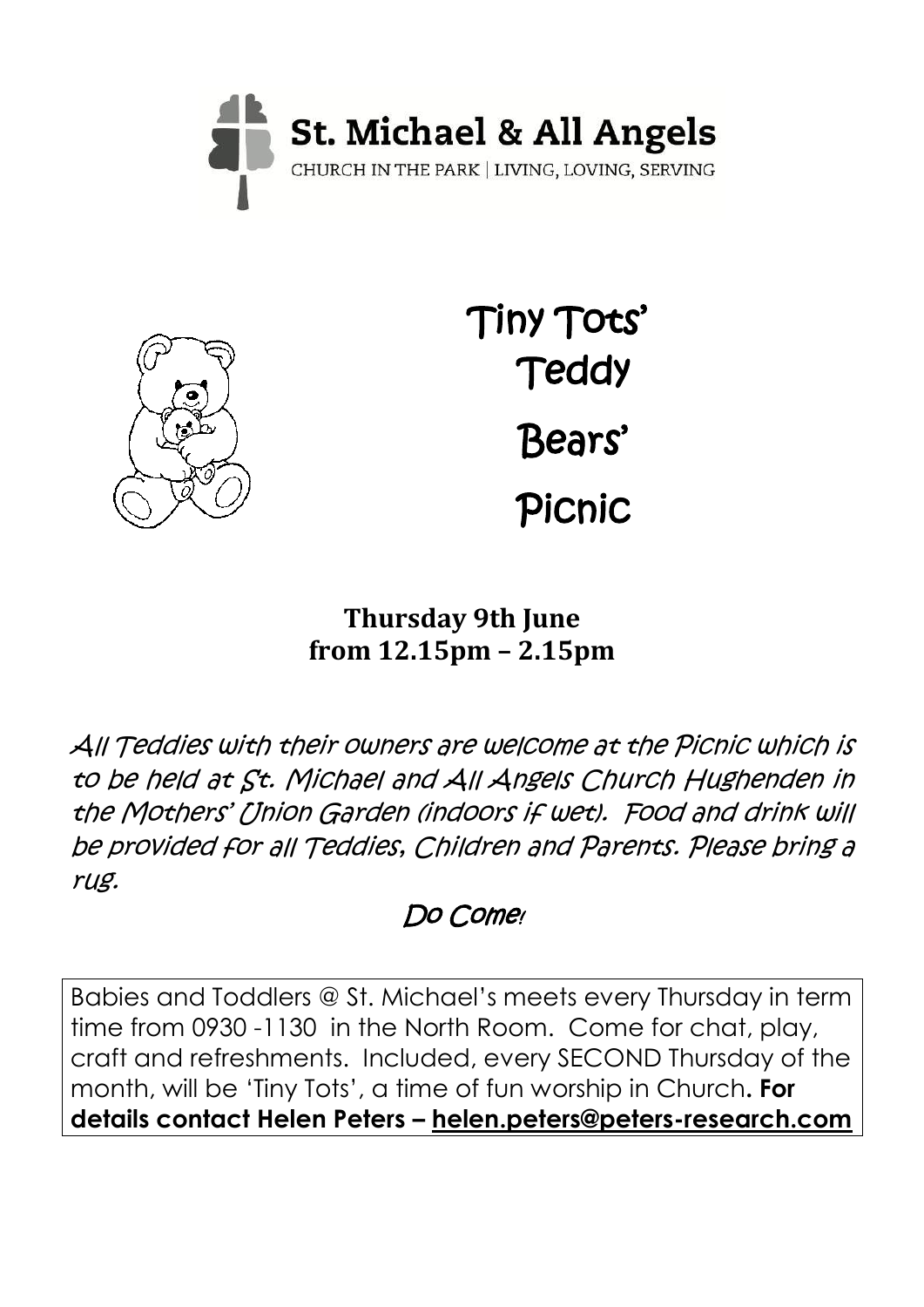**St. Michael & All Angels**

CHURCH IN THE PARK | LIVING, LOVING, SERVING

# Tiny Tots' Teddy Bears' Picnic

**Thursday 9th June**
**from 12.15pm – 2.15pm**

*All Teddies with their owners are welcome at the Picnic which is to be held at St. Michael and All Angels Church Hughenden in the Mothers' Union Garden (indoors if wet). Food and drink will be provided for all Teddies, Children and Parents. Please bring a rug.*

*Do Come!*

Babies and Toddlers @ St. Michael's meets every Thursday in term time from 0930 -1130 in the North Room. Come for chat, play, craft and refreshments. Included, every SECOND Thursday of the month, will be 'Tiny Tots', a time of fun worship in Church. **For details contact Helen Peters – helen.peters@peters-research.com**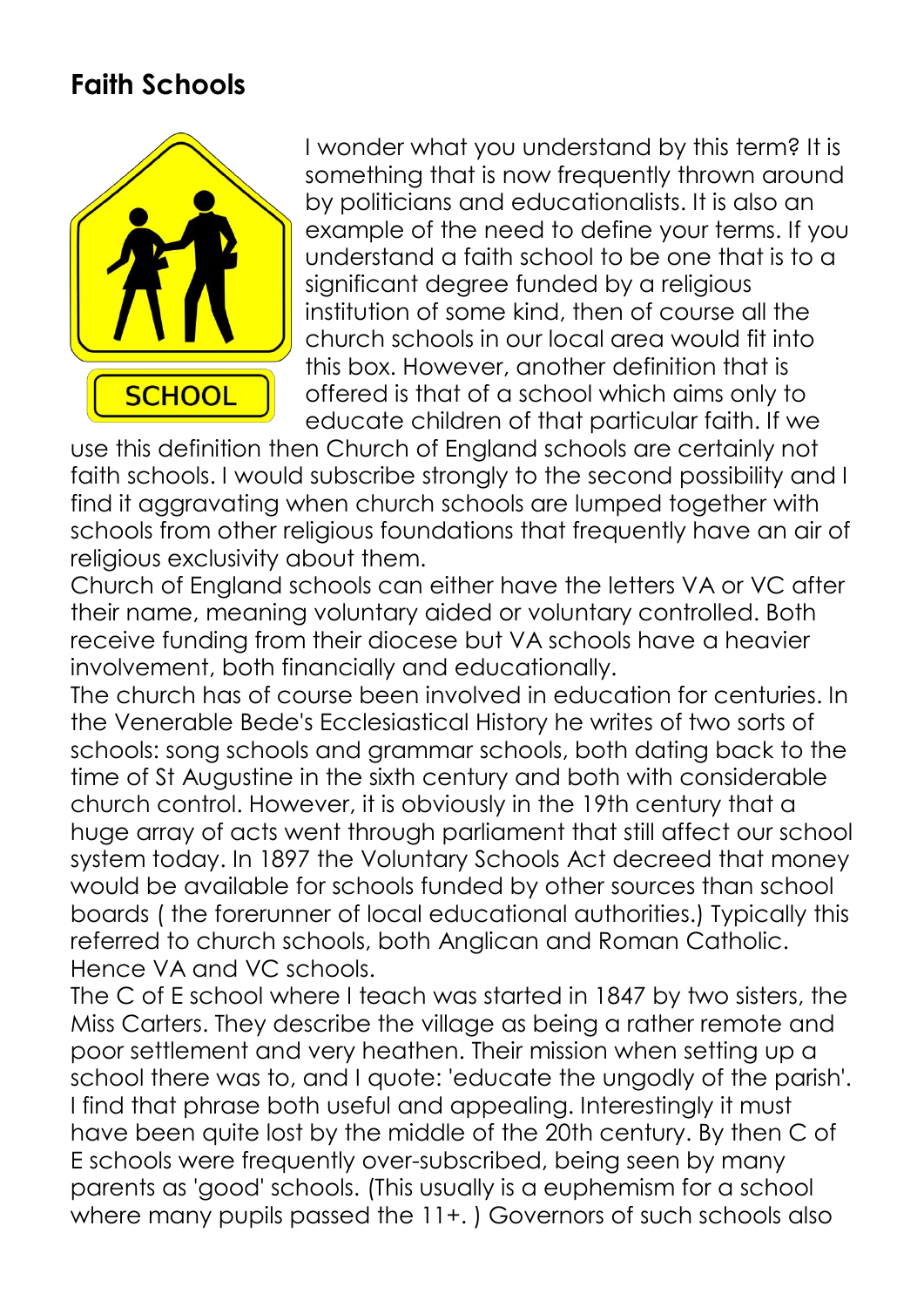## Faith Schools

I wonder what you understand by this term? It is something that is now frequently thrown around by politicians and educationalists. It is also an example of the need to define your terms. If you understand a faith school to be one that is to a significant degree funded by a religious institution of some kind, then of course all the church schools in our local area would fit into this box. However, another definition that is offered is that of a school which aims only to educate children of that particular faith. If we use this definition then Church of England schools are certainly not faith schools. I would subscribe strongly to the second possibility and I find it aggravating when church schools are lumped together with schools from other religious foundations that frequently have an air of religious exclusivity about them.

Church of England schools can either have the letters VA or VC after their name, meaning voluntary aided or voluntary controlled. Both receive funding from their diocese but VA schools have a heavier involvement, both financially and educationally.

The church has of course been involved in education for centuries. In the Venerable Bede's Ecclesiastical History he writes of two sorts of schools: song schools and grammar schools, both dating back to the time of St Augustine in the sixth century and both with considerable church control. However, it is obviously in the 19th century that a huge array of acts went through parliament that still affect our school system today. In 1897 the Voluntary Schools Act decreed that money would be available for schools funded by other sources than school boards ( the forerunner of local educational authorities.) Typically this referred to church schools, both Anglican and Roman Catholic. Hence VA and VC schools.

The C of E school where I teach was started in 1847 by two sisters, the Miss Carters. They describe the village as being a rather remote and poor settlement and very heathen. Their mission when setting up a school there was to, and I quote: 'educate the ungodly of the parish'. I find that phrase both useful and appealing. Interestingly it must have been quite lost by the middle of the 20th century. By then C of E schools were frequently over-subscribed, being seen by many parents as 'good' schools. (This usually is a euphemism for a school where many pupils passed the 11+. ) Governors of such schools also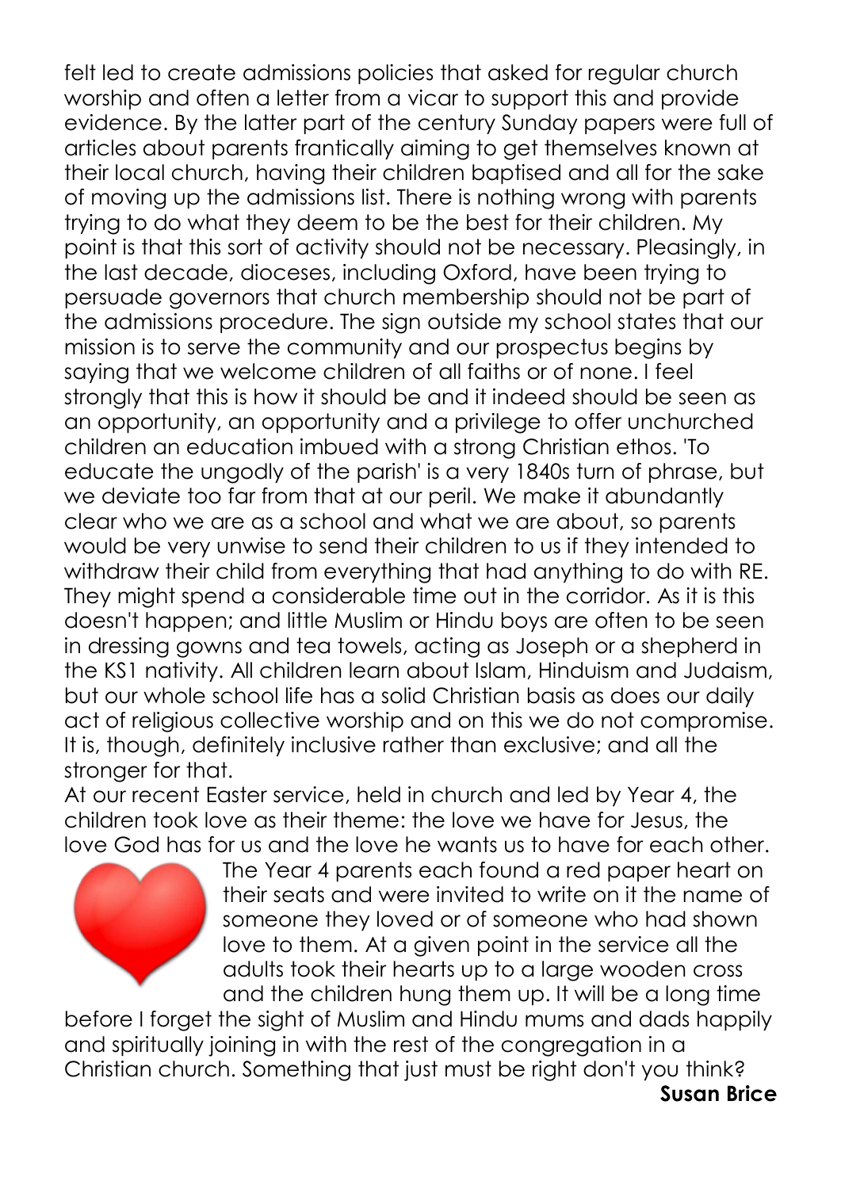felt led to create admissions policies that asked for regular church worship and often a letter from a vicar to support this and provide evidence. By the latter part of the century Sunday papers were full of articles about parents frantically aiming to get themselves known at their local church, having their children baptised and all for the sake of moving up the admissions list. There is nothing wrong with parents trying to do what they deem to be the best for their children. My point is that this sort of activity should not be necessary. Pleasingly, in the last decade, dioceses, including Oxford, have been trying to persuade governors that church membership should not be part of the admissions procedure. The sign outside my school states that our mission is to serve the community and our prospectus begins by saying that we welcome children of all faiths or of none. I feel strongly that this is how it should be and it indeed should be seen as an opportunity, an opportunity and a privilege to offer unchurched children an education imbued with a strong Christian ethos. 'To educate the ungodly of the parish' is a very 1840s turn of phrase, but we deviate too far from that at our peril. We make it abundantly clear who we are as a school and what we are about, so parents would be very unwise to send their children to us if they intended to withdraw their child from everything that had anything to do with RE. They might spend a considerable time out in the corridor. As it is this doesn't happen; and little Muslim or Hindu boys are often to be seen in dressing gowns and tea towels, acting as Joseph or a shepherd in the KS1 nativity. All children learn about Islam, Hinduism and Judaism, but our whole school life has a solid Christian basis as does our daily act of religious collective worship and on this we do not compromise. It is, though, definitely inclusive rather than exclusive; and all the stronger for that.

At our recent Easter service, held in church and led by Year 4, the children took love as their theme: the love we have for Jesus, the love God has for us and the love he wants us to have for each other. The Year 4 parents each found a red paper heart on their seats and were invited to write on it the name of someone they loved or of someone who had shown love to them. At a given point in the service all the adults took their hearts up to a large wooden cross and the children hung them up. It will be a long time before I forget the sight of Muslim and Hindu mums and dads happily and spiritually joining in with the rest of the congregation in a Christian church. Something that just must be right don't you think?

**Susan Brice**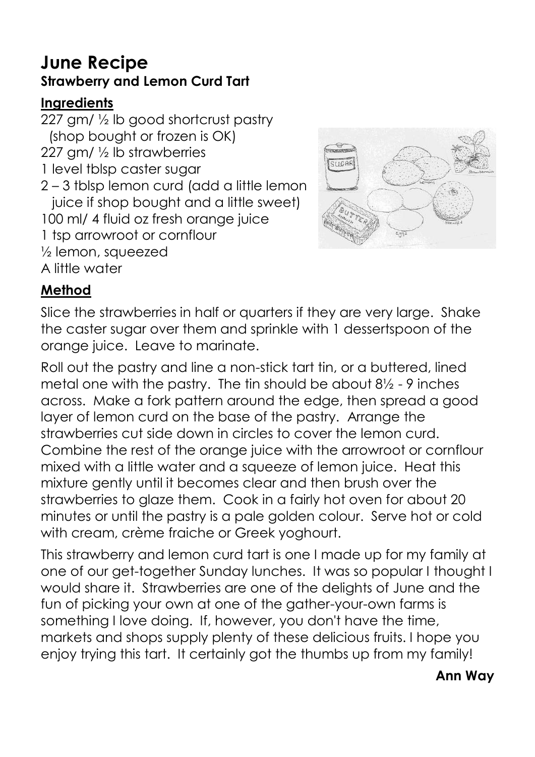# June Recipe

## Strawberry and Lemon Curd Tart

**Ingredients**

227 gm/ ½ lb good shortcrust pastry
(shop bought or frozen is OK)
227 gm/ ½ lb strawberries
1 level tblsp caster sugar
2 – 3 tblsp lemon curd (add a little lemon juice if shop bought and a little sweet)
100 ml/ 4 fluid oz fresh orange juice
1 tsp arrowroot or cornflour
½ lemon, squeezed
A little water

**Method**

Slice the strawberries in half or quarters if they are very large. Shake the caster sugar over them and sprinkle with 1 dessertspoon of the orange juice. Leave to marinate.

Roll out the pastry and line a non-stick tart tin, or a buttered, lined metal one with the pastry. The tin should be about 8½ - 9 inches across. Make a fork pattern around the edge, then spread a good layer of lemon curd on the base of the pastry. Arrange the strawberries cut side down in circles to cover the lemon curd. Combine the rest of the orange juice with the arrowroot or cornflour mixed with a little water and a squeeze of lemon juice. Heat this mixture gently until it becomes clear and then brush over the strawberries to glaze them. Cook in a fairly hot oven for about 20 minutes or until the pastry is a pale golden colour. Serve hot or cold with cream, crème fraiche or Greek yoghourt.

This strawberry and lemon curd tart is one I made up for my family at one of our get-together Sunday lunches. It was so popular I thought I would share it. Strawberries are one of the delights of June and the fun of picking your own at one of the gather-your-own farms is something I love doing. If, however, you don't have the time, markets and shops supply plenty of these delicious fruits. I hope you enjoy trying this tart. It certainly got the thumbs up from my family!

**Ann Way**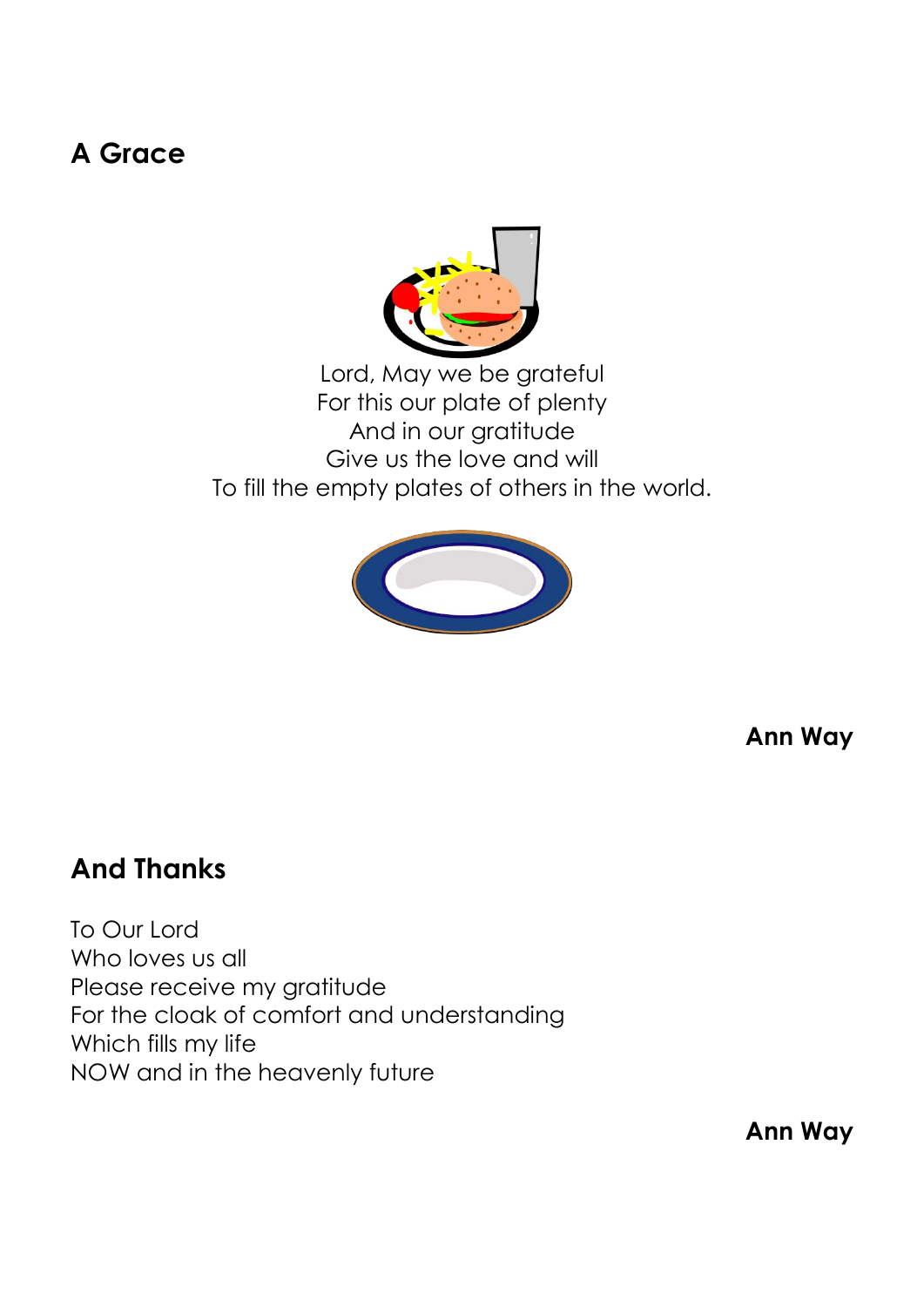## A Grace

Lord, May we be grateful
For this our plate of plenty
And in our gratitude
Give us the love and will
To fill the empty plates of others in the world.

**Ann Way**

## And Thanks

To Our Lord
Who loves us all
Please receive my gratitude
For the cloak of comfort and understanding
Which fills my life
NOW and in the heavenly future

**Ann Way**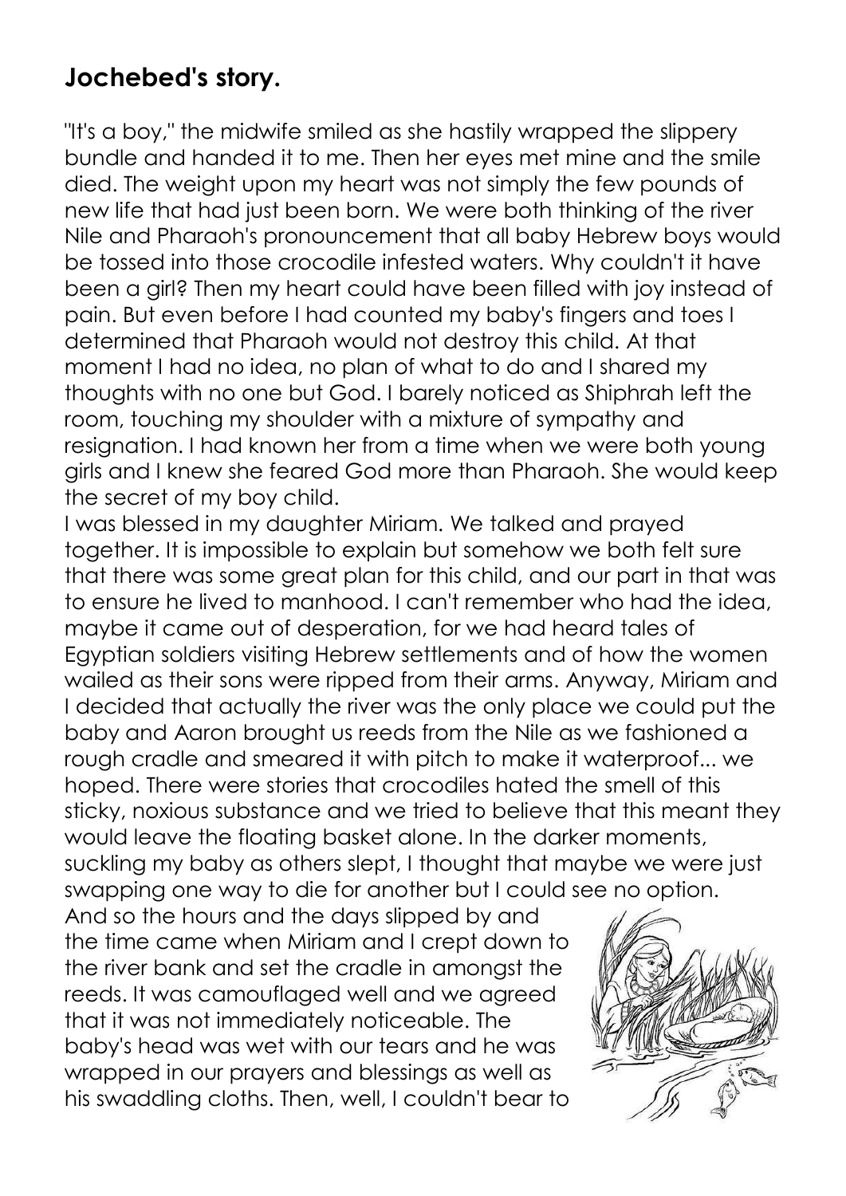## Jochebed's story.

"It's a boy," the midwife smiled as she hastily wrapped the slippery bundle and handed it to me. Then her eyes met mine and the smile died. The weight upon my heart was not simply the few pounds of new life that had just been born. We were both thinking of the river Nile and Pharaoh's pronouncement that all baby Hebrew boys would be tossed into those crocodile infested waters. Why couldn't it have been a girl? Then my heart could have been filled with joy instead of pain. But even before I had counted my baby's fingers and toes I determined that Pharaoh would not destroy this child. At that moment I had no idea, no plan of what to do and I shared my thoughts with no one but God. I barely noticed as Shiphrah left the room, touching my shoulder with a mixture of sympathy and resignation. I had known her from a time when we were both young girls and I knew she feared God more than Pharaoh. She would keep the secret of my boy child.

I was blessed in my daughter Miriam. We talked and prayed together. It is impossible to explain but somehow we both felt sure that there was some great plan for this child, and our part in that was to ensure he lived to manhood. I can't remember who had the idea, maybe it came out of desperation, for we had heard tales of Egyptian soldiers visiting Hebrew settlements and of how the women wailed as their sons were ripped from their arms. Anyway, Miriam and I decided that actually the river was the only place we could put the baby and Aaron brought us reeds from the Nile as we fashioned a rough cradle and smeared it with pitch to make it waterproof... we hoped. There were stories that crocodiles hated the smell of this sticky, noxious substance and we tried to believe that this meant they would leave the floating basket alone. In the darker moments, suckling my baby as others slept, I thought that maybe we were just swapping one way to die for another but I could see no option.

And so the hours and the days slipped by and the time came when Miriam and I crept down to the river bank and set the cradle in amongst the reeds. It was camouflaged well and we agreed that it was not immediately noticeable. The baby's head was wet with our tears and he was wrapped in our prayers and blessings as well as his swaddling cloths. Then, well, I couldn't bear to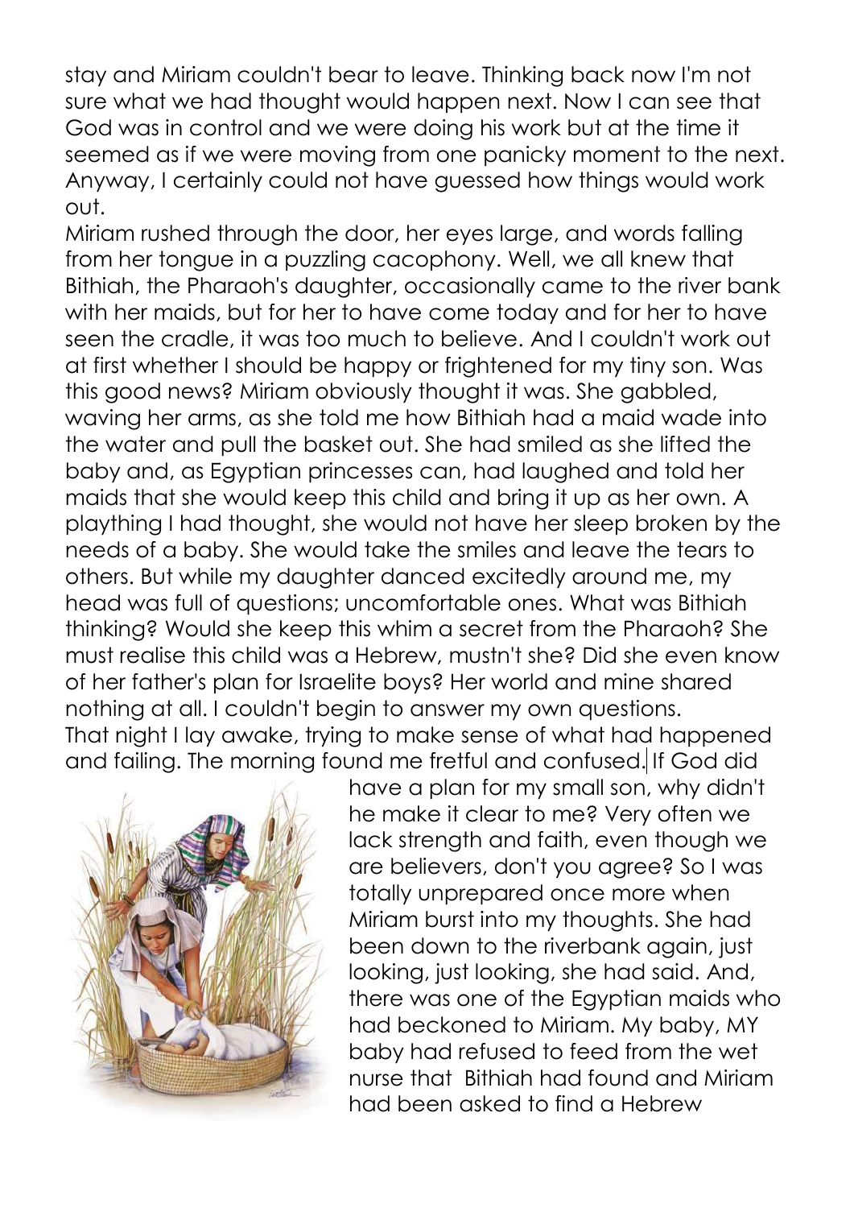stay and Miriam couldn't bear to leave. Thinking back now I'm not sure what we had thought would happen next. Now I can see that God was in control and we were doing his work but at the time it seemed as if we were moving from one panicky moment to the next. Anyway, I certainly could not have guessed how things would work out.

Miriam rushed through the door, her eyes large, and words falling from her tongue in a puzzling cacophony. Well, we all knew that Bithiah, the Pharaoh's daughter, occasionally came to the river bank with her maids, but for her to have come today and for her to have seen the cradle, it was too much to believe. And I couldn't work out at first whether I should be happy or frightened for my tiny son. Was this good news? Miriam obviously thought it was. She gabbled, waving her arms, as she told me how Bithiah had a maid wade into the water and pull the basket out. She had smiled as she lifted the baby and, as Egyptian princesses can, had laughed and told her maids that she would keep this child and bring it up as her own. A plaything I had thought, she would not have her sleep broken by the needs of a baby. She would take the smiles and leave the tears to others. But while my daughter danced excitedly around me, my head was full of questions; uncomfortable ones. What was Bithiah thinking? Would she keep this whim a secret from the Pharaoh? She must realise this child was a Hebrew, mustn't she? Did she even know of her father's plan for Israelite boys? Her world and mine shared nothing at all. I couldn't begin to answer my own questions.

That night I lay awake, trying to make sense of what had happened and failing. The morning found me fretful and confused. If God did have a plan for my small son, why didn't he make it clear to me? Very often we lack strength and faith, even though we are believers, don't you agree? So I was totally unprepared once more when Miriam burst into my thoughts. She had been down to the riverbank again, just looking, just looking, she had said. And, there was one of the Egyptian maids who had beckoned to Miriam. My baby, MY baby had refused to feed from the wet nurse that Bithiah had found and Miriam had been asked to find a Hebrew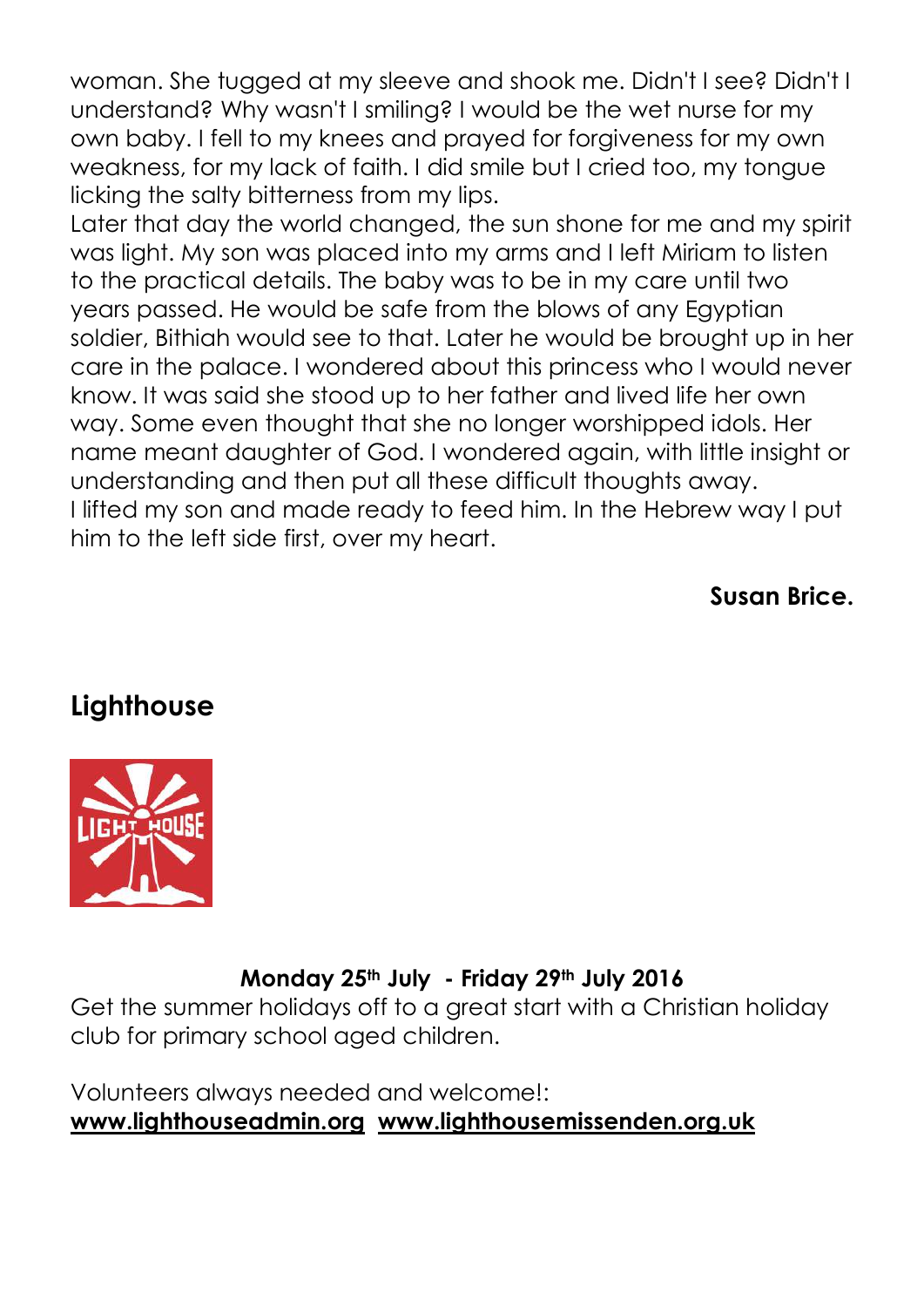woman. She tugged at my sleeve and shook me. Didn't I see? Didn't I understand? Why wasn't I smiling? I would be the wet nurse for my own baby. I fell to my knees and prayed for forgiveness for my own weakness, for my lack of faith. I did smile but I cried too, my tongue licking the salty bitterness from my lips.

Later that day the world changed, the sun shone for me and my spirit was light. My son was placed into my arms and I left Miriam to listen to the practical details. The baby was to be in my care until two years passed. He would be safe from the blows of any Egyptian soldier, Bithiah would see to that. Later he would be brought up in her care in the palace. I wondered about this princess who I would never know. It was said she stood up to her father and lived life her own way. Some even thought that she no longer worshipped idols. Her name meant daughter of God. I wondered again, with little insight or understanding and then put all these difficult thoughts away.

I lifted my son and made ready to feed him. In the Hebrew way I put him to the left side first, over my heart.

**Susan Brice.**

## Lighthouse

**Monday 25th July - Friday 29th July 2016**

Get the summer holidays off to a great start with a Christian holiday club for primary school aged children.

Volunteers always needed and welcome!:
**www.lighthouseadmin.org** **www.lighthousemissenden.org.uk**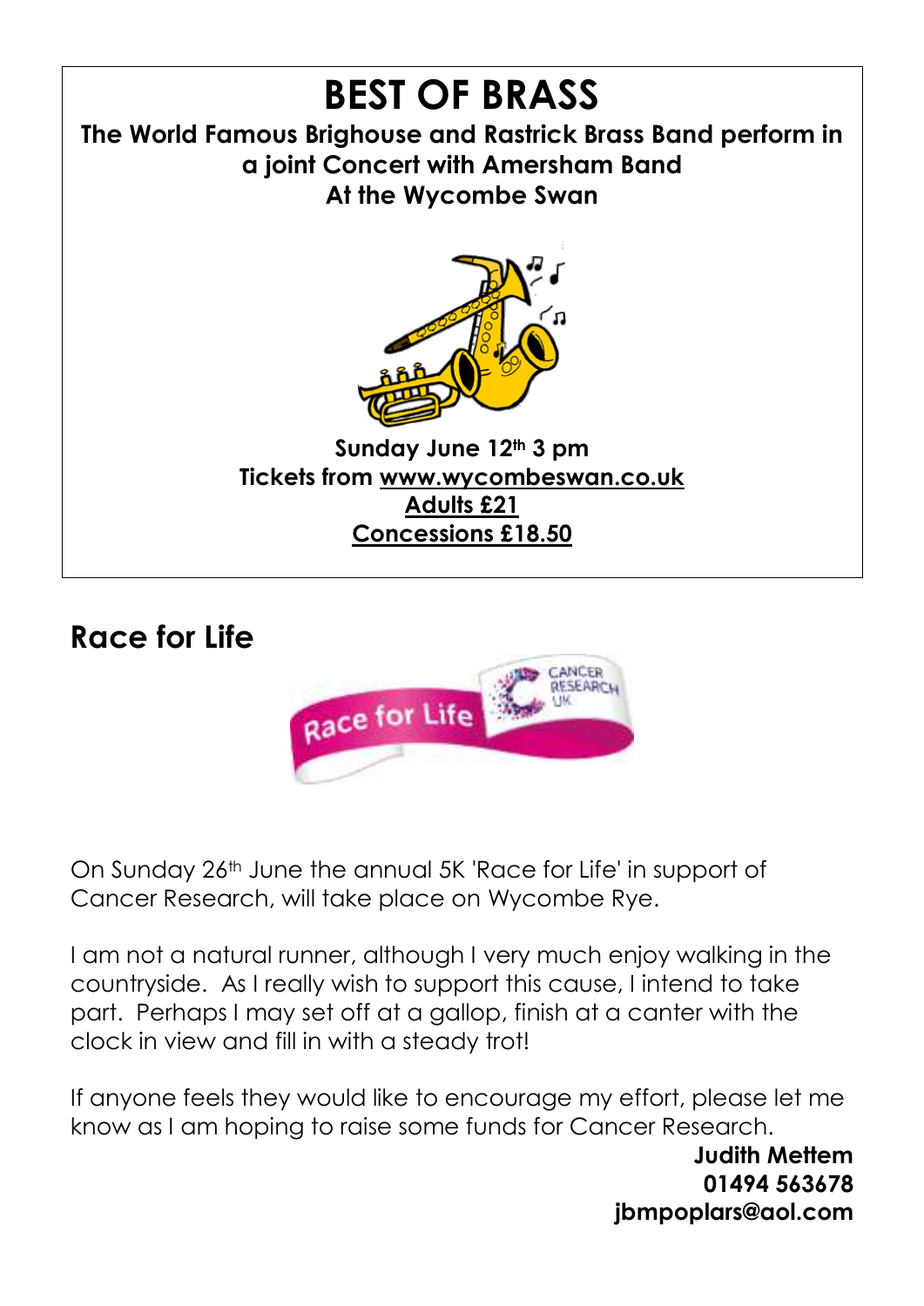# BEST OF BRASS

**The World Famous Brighouse and Rastrick Brass Band perform in a joint Concert with Amersham Band**
**At the Wycombe Swan**

**Sunday June 12th 3 pm**
**Tickets from www.wycombeswan.co.uk**
**Adults £21**
**Concessions £18.50**

## Race for Life

On Sunday 26th June the annual 5K 'Race for Life' in support of Cancer Research, will take place on Wycombe Rye.

I am not a natural runner, although I very much enjoy walking in the countryside. As I really wish to support this cause, I intend to take part. Perhaps I may set off at a gallop, finish at a canter with the clock in view and fill in with a steady trot!

If anyone feels they would like to encourage my effort, please let me know as I am hoping to raise some funds for Cancer Research.

**Judith Mettem**
**01494 563678**
**jbmpoplars@aol.com**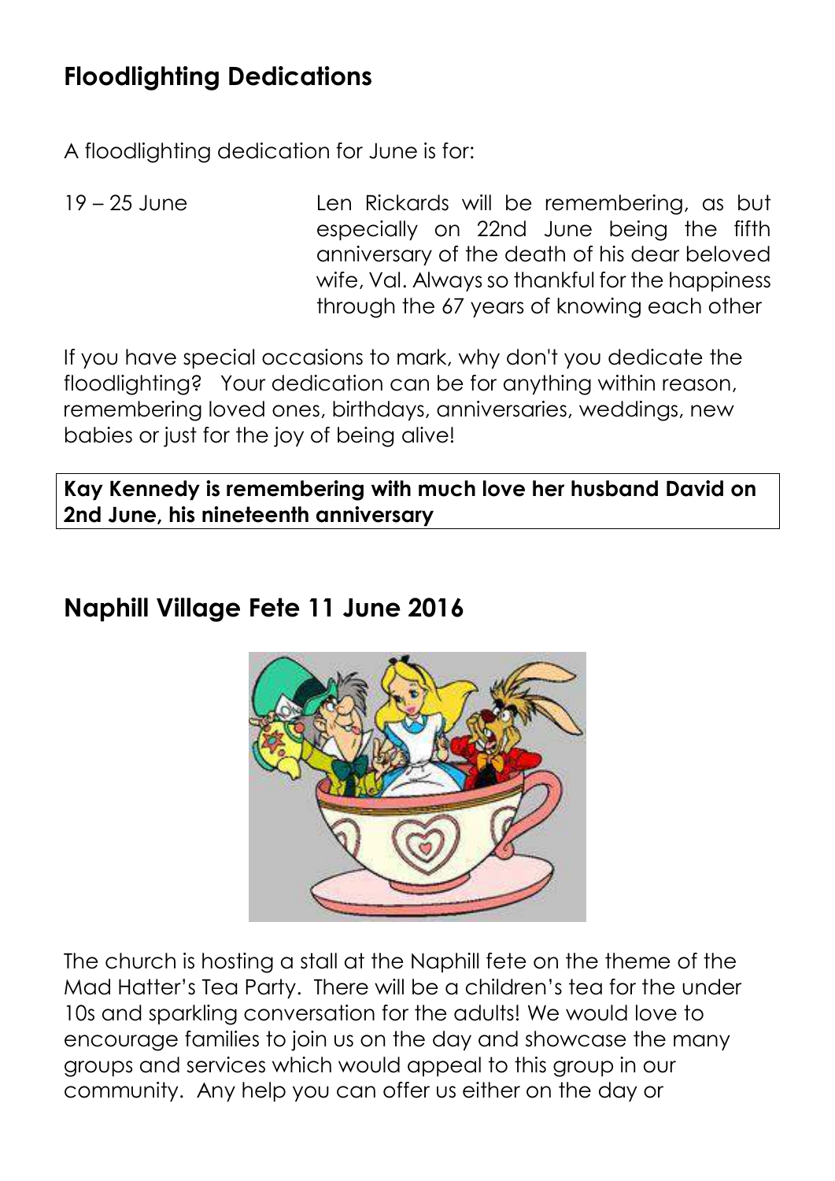## Floodlighting Dedications

A floodlighting dedication for June is for:

19 – 25 June Len Rickards will be remembering, as but especially on 22nd June being the fifth anniversary of the death of his dear beloved wife, Val. Always so thankful for the happiness through the 67 years of knowing each other

If you have special occasions to mark, why don't you dedicate the floodlighting? Your dedication can be for anything within reason, remembering loved ones, birthdays, anniversaries, weddings, new babies or just for the joy of being alive!

**Kay Kennedy is remembering with much love her husband David on 2nd June, his nineteenth anniversary**

## Naphill Village Fete 11 June 2016

The church is hosting a stall at the Naphill fete on the theme of the Mad Hatter's Tea Party. There will be a children's tea for the under 10s and sparkling conversation for the adults! We would love to encourage families to join us on the day and showcase the many groups and services which would appeal to this group in our community. Any help you can offer us either on the day or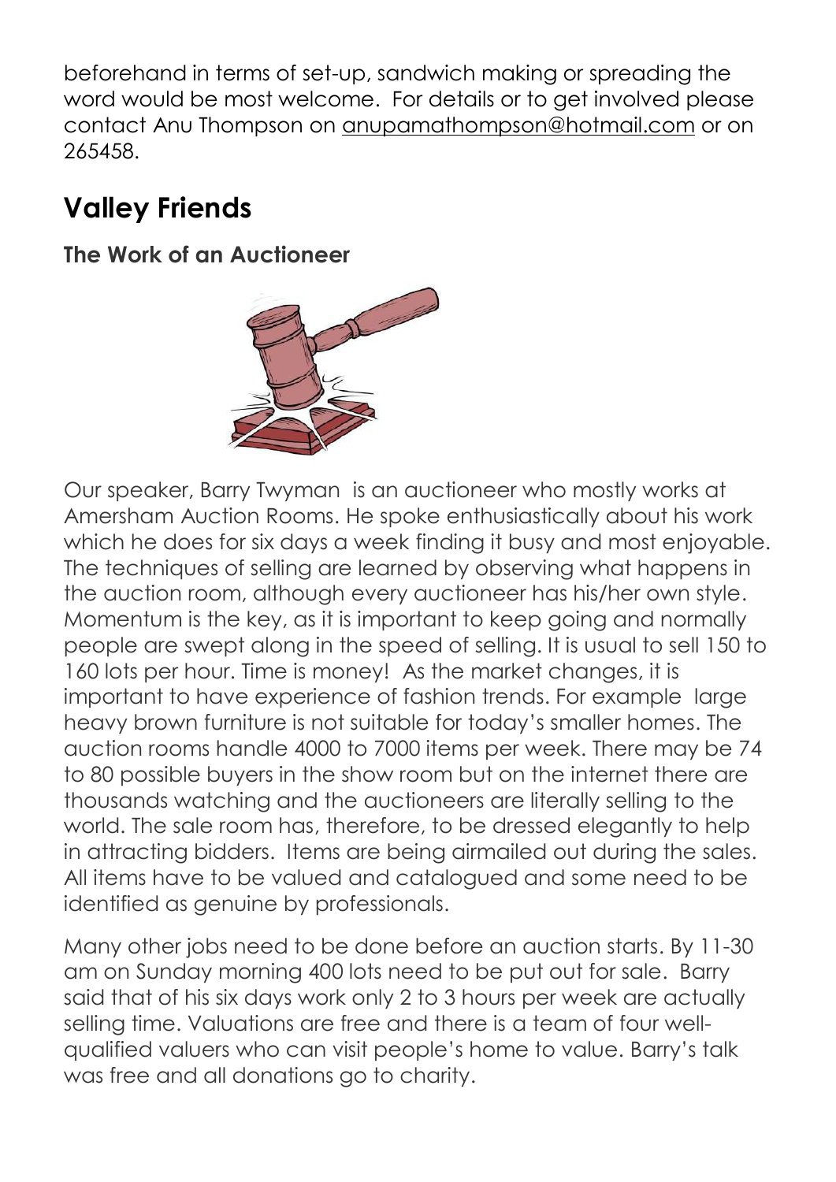beforehand in terms of set-up, sandwich making or spreading the word would be most welcome. For details or to get involved please contact Anu Thompson on anupamathompson@hotmail.com or on 265458.

## Valley Friends

### The Work of an Auctioneer

Our speaker, Barry Twyman is an auctioneer who mostly works at Amersham Auction Rooms. He spoke enthusiastically about his work which he does for six days a week finding it busy and most enjoyable. The techniques of selling are learned by observing what happens in the auction room, although every auctioneer has his/her own style. Momentum is the key, as it is important to keep going and normally people are swept along in the speed of selling. It is usual to sell 150 to 160 lots per hour. Time is money! As the market changes, it is important to have experience of fashion trends. For example large heavy brown furniture is not suitable for today's smaller homes. The auction rooms handle 4000 to 7000 items per week. There may be 74 to 80 possible buyers in the show room but on the internet there are thousands watching and the auctioneers are literally selling to the world. The sale room has, therefore, to be dressed elegantly to help in attracting bidders. Items are being airmailed out during the sales. All items have to be valued and catalogued and some need to be identified as genuine by professionals.

Many other jobs need to be done before an auction starts. By 11-30 am on Sunday morning 400 lots need to be put out for sale. Barry said that of his six days work only 2 to 3 hours per week are actually selling time. Valuations are free and there is a team of four well-qualified valuers who can visit people's home to value. Barry's talk was free and all donations go to charity.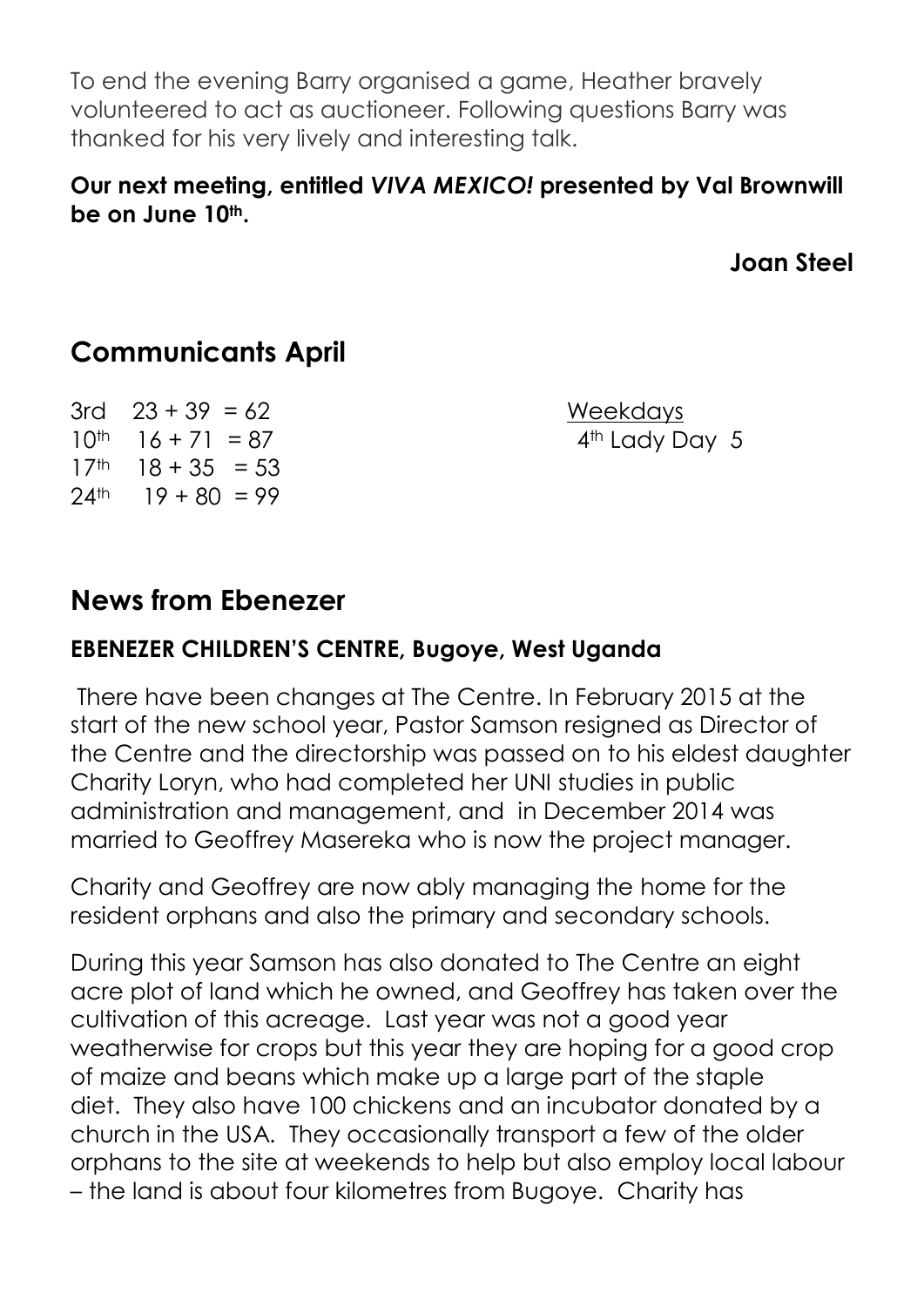To end the evening Barry organised a game, Heather bravely volunteered to act as auctioneer. Following questions Barry was thanked for his very lively and interesting talk.

**Our next meeting, entitled *VIVA MEXICO!* presented by Val Brownwill be on June 10th.**

**Joan Steel**

## Communicants April

| | | Weekdays |
|---|---|---|
| 3rd | 23 + 39 = 62 | 4th Lady Day 5 |
| 10th | 16 + 71 = 87 | |
| 17th | 18 + 35 = 53 | |
| 24th | 19 + 80 = 99 | |

## News from Ebenezer

### EBENEZER CHILDREN'S CENTRE, Bugoye, West Uganda

There have been changes at The Centre. In February 2015 at the start of the new school year, Pastor Samson resigned as Director of the Centre and the directorship was passed on to his eldest daughter Charity Loryn, who had completed her UNI studies in public administration and management, and in December 2014 was married to Geoffrey Masereka who is now the project manager.

Charity and Geoffrey are now ably managing the home for the resident orphans and also the primary and secondary schools.

During this year Samson has also donated to The Centre an eight acre plot of land which he owned, and Geoffrey has taken over the cultivation of this acreage. Last year was not a good year weatherwise for crops but this year they are hoping for a good crop of maize and beans which make up a large part of the staple diet. They also have 100 chickens and an incubator donated by a church in the USA. They occasionally transport a few of the older orphans to the site at weekends to help but also employ local labour – the land is about four kilometres from Bugoye. Charity has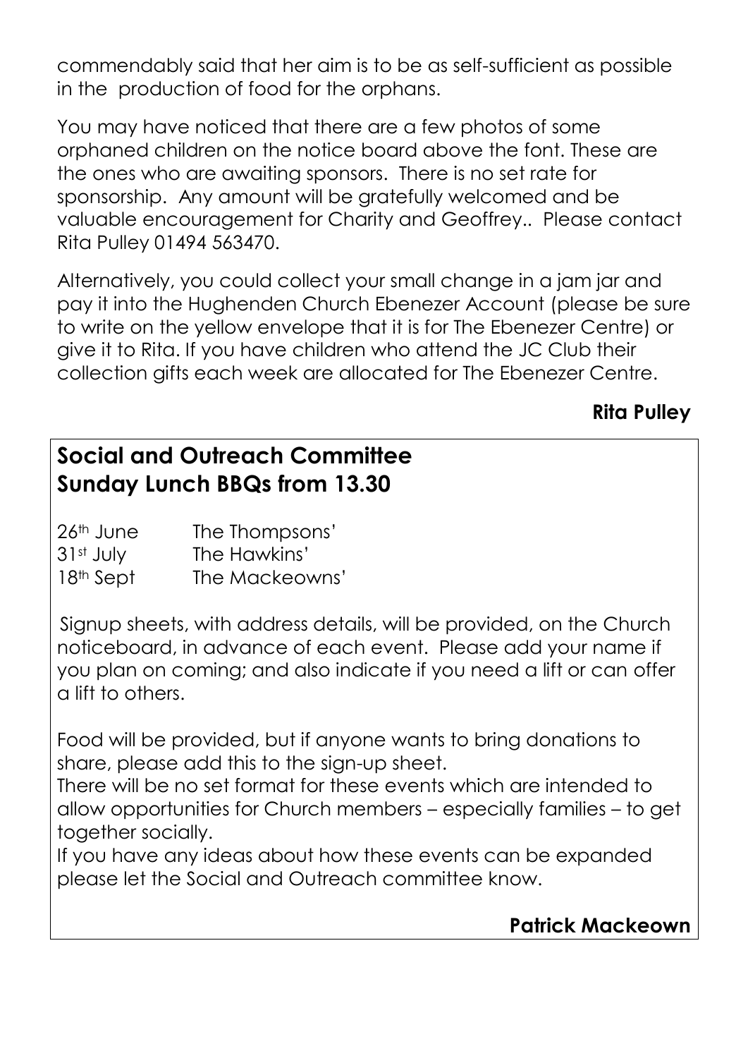commendably said that her aim is to be as self-sufficient as possible in the production of food for the orphans.

You may have noticed that there are a few photos of some orphaned children on the notice board above the font. These are the ones who are awaiting sponsors. There is no set rate for sponsorship. Any amount will be gratefully welcomed and be valuable encouragement for Charity and Geoffrey.. Please contact Rita Pulley 01494 563470.

Alternatively, you could collect your small change in a jam jar and pay it into the Hughenden Church Ebenezer Account (please be sure to write on the yellow envelope that it is for The Ebenezer Centre) or give it to Rita. If you have children who attend the JC Club their collection gifts each week are allocated for The Ebenezer Centre.

**Rita Pulley**

## Social and Outreach Committee
## Sunday Lunch BBQs from 13.30

26th June — The Thompsons'
31st July — The Hawkins'
18th Sept — The Mackeowns'

Signup sheets, with address details, will be provided, on the Church noticeboard, in advance of each event. Please add your name if you plan on coming; and also indicate if you need a lift or can offer a lift to others.

Food will be provided, but if anyone wants to bring donations to share, please add this to the sign-up sheet.
There will be no set format for these events which are intended to allow opportunities for Church members – especially families – to get together socially.
If you have any ideas about how these events can be expanded please let the Social and Outreach committee know.

**Patrick Mackeown**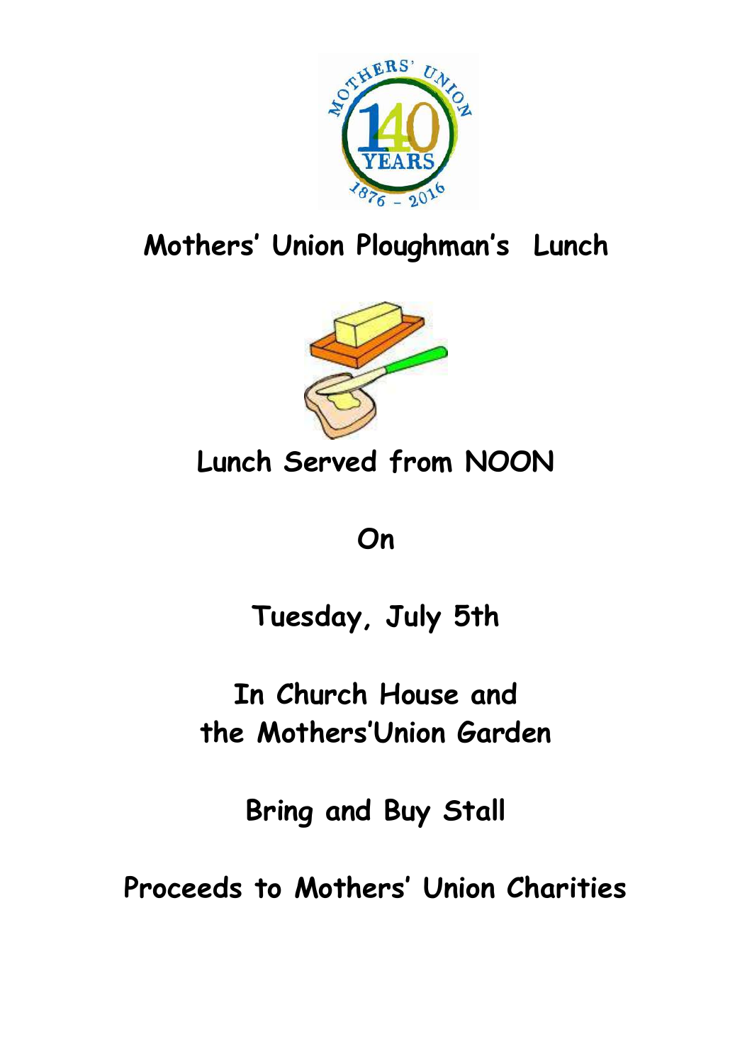# Mothers' Union Ploughman's Lunch

## Lunch Served from NOON

## On

## Tuesday, July 5th

## In Church House and the Mothers'Union Garden

## Bring and Buy Stall

## Proceeds to Mothers' Union Charities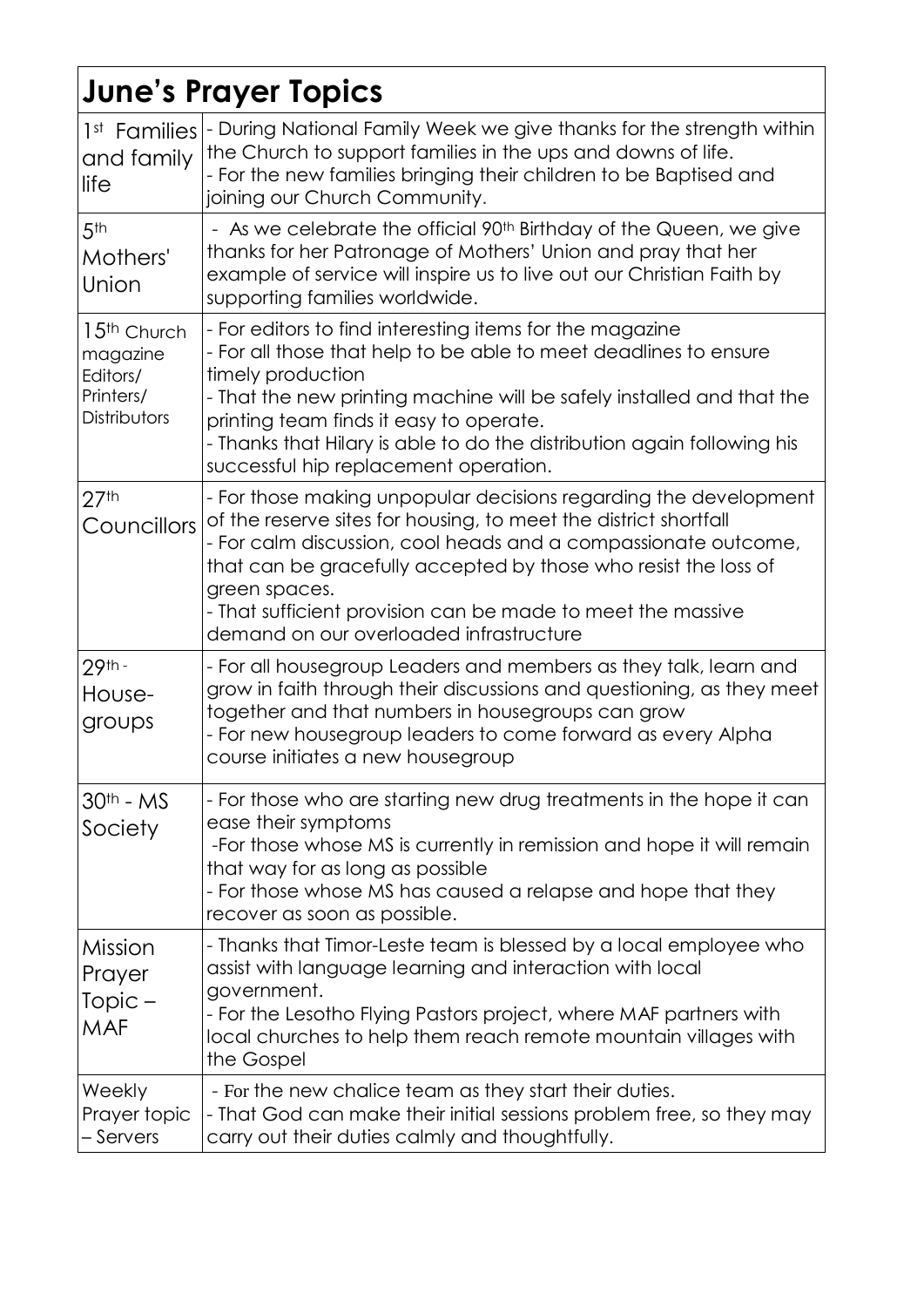## June's Prayer Topics

| | |
|---|---|
| 1st Families and family life | - During National Family Week we give thanks for the strength within the Church to support families in the ups and downs of life.<br>- For the new families bringing their children to be Baptised and joining our Church Community. |
| 5th Mothers' Union | - As we celebrate the official 90th Birthday of the Queen, we give thanks for her Patronage of Mothers' Union and pray that her example of service will inspire us to live out our Christian Faith by supporting families worldwide. |
| 15th Church magazine Editors/ Printers/ Distributors | - For editors to find interesting items for the magazine<br>- For all those that help to be able to meet deadlines to ensure timely production<br>- That the new printing machine will be safely installed and that the printing team finds it easy to operate.<br>- Thanks that Hilary is able to do the distribution again following his successful hip replacement operation. |
| 27th Councillors | - For those making unpopular decisions regarding the development of the reserve sites for housing, to meet the district shortfall<br>- For calm discussion, cool heads and a compassionate outcome, that can be gracefully accepted by those who resist the loss of green spaces.<br>- That sufficient provision can be made to meet the massive demand on our overloaded infrastructure |
| 29th - House-groups | - For all housegroup Leaders and members as they talk, learn and grow in faith through their discussions and questioning, as they meet together and that numbers in housegroups can grow<br>- For new housegroup leaders to come forward as every Alpha course initiates a new housegroup |
| 30th - MS Society | - For those who are starting new drug treatments in the hope it can ease their symptoms<br>-For those whose MS is currently in remission and hope it will remain that way for as long as possible<br>- For those whose MS has caused a relapse and hope that they recover as soon as possible. |
| Mission Prayer Topic – MAF | - Thanks that Timor-Leste team is blessed by a local employee who assist with language learning and interaction with local government.<br>- For the Lesotho Flying Pastors project, where MAF partners with local churches to help them reach remote mountain villages with the Gospel |
| Weekly Prayer topic – Servers | - For the new chalice team as they start their duties.<br>- That God can make their initial sessions problem free, so they may carry out their duties calmly and thoughtfully. |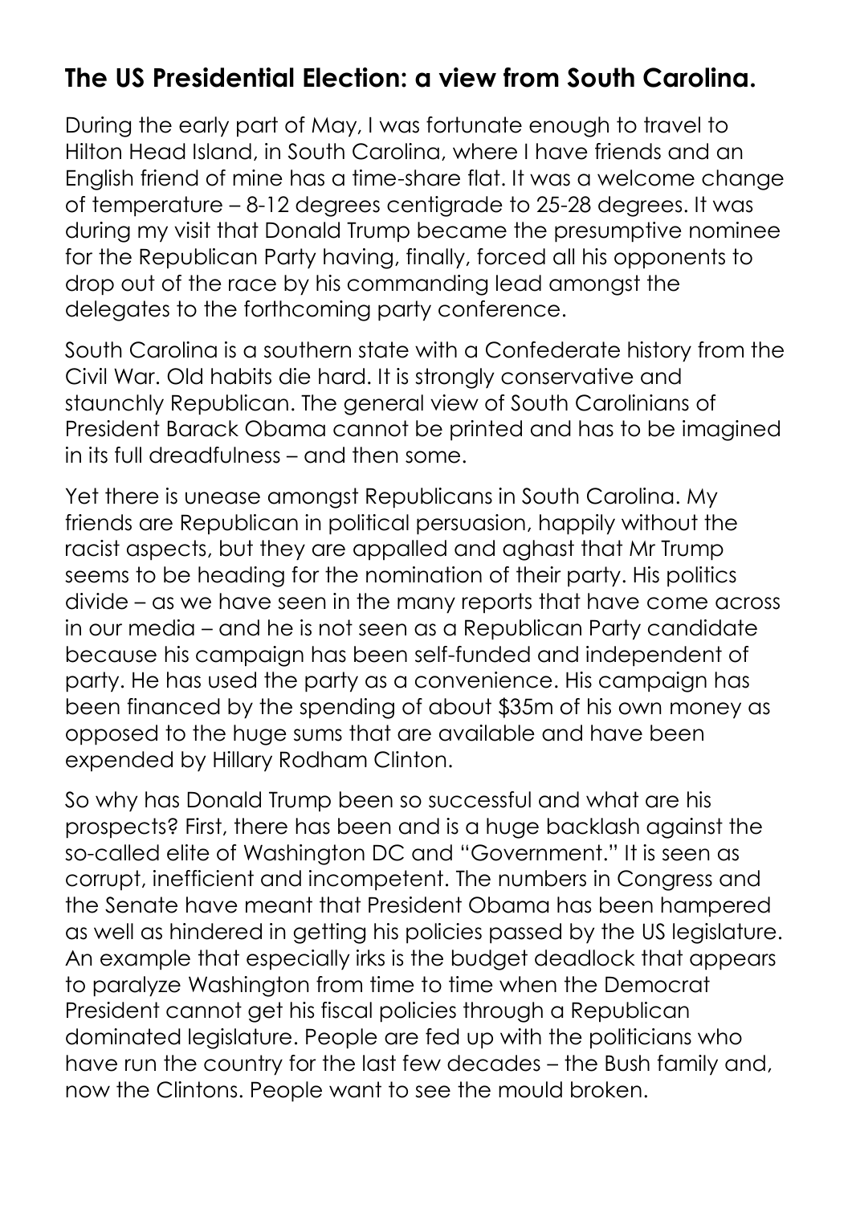## The US Presidential Election: a view from South Carolina.

During the early part of May, I was fortunate enough to travel to Hilton Head Island, in South Carolina, where I have friends and an English friend of mine has a time-share flat. It was a welcome change of temperature – 8-12 degrees centigrade to 25-28 degrees. It was during my visit that Donald Trump became the presumptive nominee for the Republican Party having, finally, forced all his opponents to drop out of the race by his commanding lead amongst the delegates to the forthcoming party conference.

South Carolina is a southern state with a Confederate history from the Civil War. Old habits die hard. It is strongly conservative and staunchly Republican. The general view of South Carolinians of President Barack Obama cannot be printed and has to be imagined in its full dreadfulness – and then some.

Yet there is unease amongst Republicans in South Carolina. My friends are Republican in political persuasion, happily without the racist aspects, but they are appalled and aghast that Mr Trump seems to be heading for the nomination of their party. His politics divide – as we have seen in the many reports that have come across in our media – and he is not seen as a Republican Party candidate because his campaign has been self-funded and independent of party. He has used the party as a convenience. His campaign has been financed by the spending of about $35m of his own money as opposed to the huge sums that are available and have been expended by Hillary Rodham Clinton.

So why has Donald Trump been so successful and what are his prospects? First, there has been and is a huge backlash against the so-called elite of Washington DC and "Government." It is seen as corrupt, inefficient and incompetent. The numbers in Congress and the Senate have meant that President Obama has been hampered as well as hindered in getting his policies passed by the US legislature. An example that especially irks is the budget deadlock that appears to paralyze Washington from time to time when the Democrat President cannot get his fiscal policies through a Republican dominated legislature. People are fed up with the politicians who have run the country for the last few decades – the Bush family and, now the Clintons. People want to see the mould broken.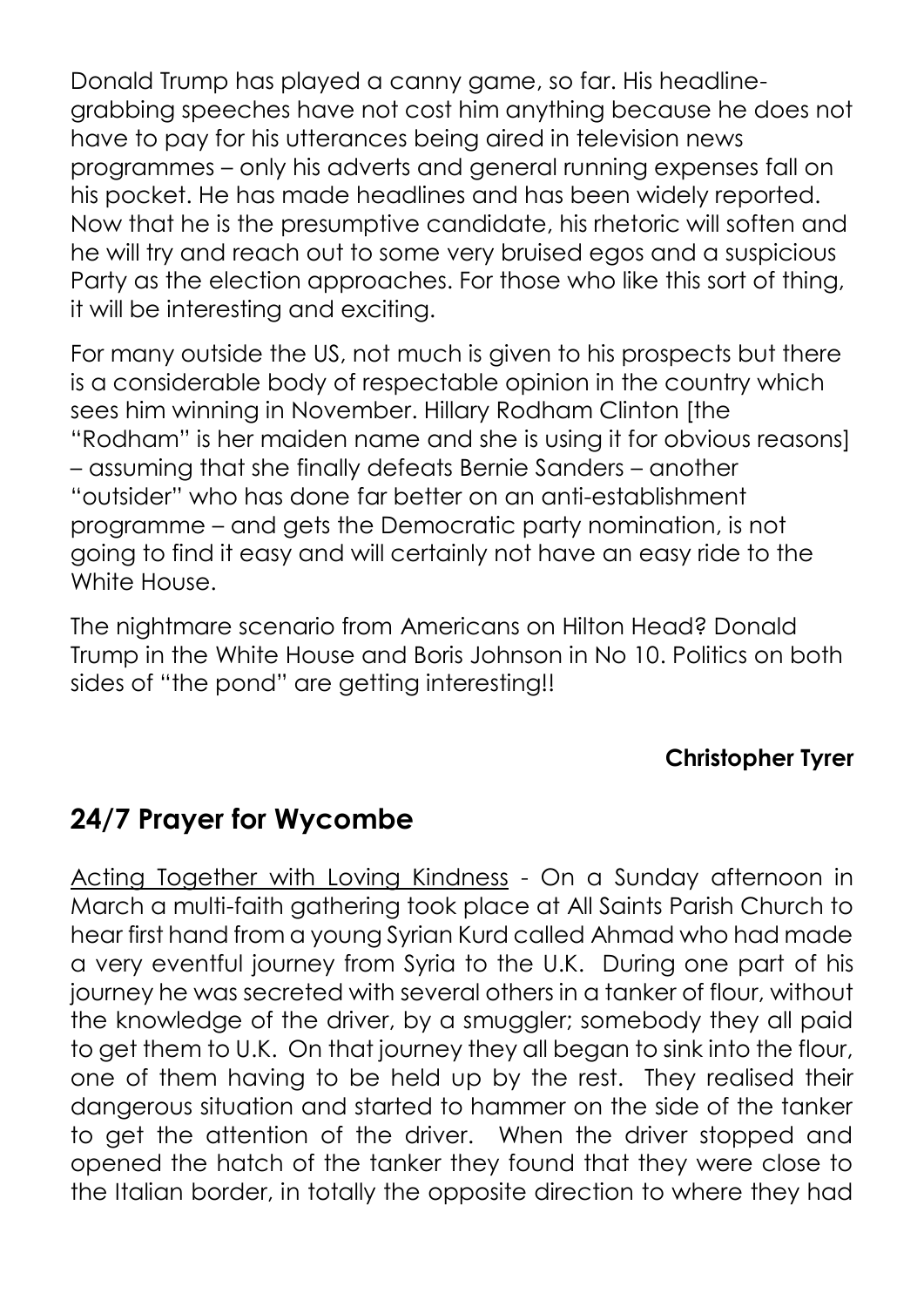Donald Trump has played a canny game, so far. His headline-grabbing speeches have not cost him anything because he does not have to pay for his utterances being aired in television news programmes – only his adverts and general running expenses fall on his pocket. He has made headlines and has been widely reported. Now that he is the presumptive candidate, his rhetoric will soften and he will try and reach out to some very bruised egos and a suspicious Party as the election approaches. For those who like this sort of thing, it will be interesting and exciting.

For many outside the US, not much is given to his prospects but there is a considerable body of respectable opinion in the country which sees him winning in November. Hillary Rodham Clinton [the "Rodham" is her maiden name and she is using it for obvious reasons] – assuming that she finally defeats Bernie Sanders – another "outsider" who has done far better on an anti-establishment programme – and gets the Democratic party nomination, is not going to find it easy and will certainly not have an easy ride to the White House.

The nightmare scenario from Americans on Hilton Head? Donald Trump in the White House and Boris Johnson in No 10. Politics on both sides of "the pond" are getting interesting!!

**Christopher Tyrer**

## 24/7 Prayer for Wycombe

<u>Acting Together with Loving Kindness</u> - On a Sunday afternoon in March a multi-faith gathering took place at All Saints Parish Church to hear first hand from a young Syrian Kurd called Ahmad who had made a very eventful journey from Syria to the U.K. During one part of his journey he was secreted with several others in a tanker of flour, without the knowledge of the driver, by a smuggler; somebody they all paid to get them to U.K. On that journey they all began to sink into the flour, one of them having to be held up by the rest. They realised their dangerous situation and started to hammer on the side of the tanker to get the attention of the driver. When the driver stopped and opened the hatch of the tanker they found that they were close to the Italian border, in totally the opposite direction to where they had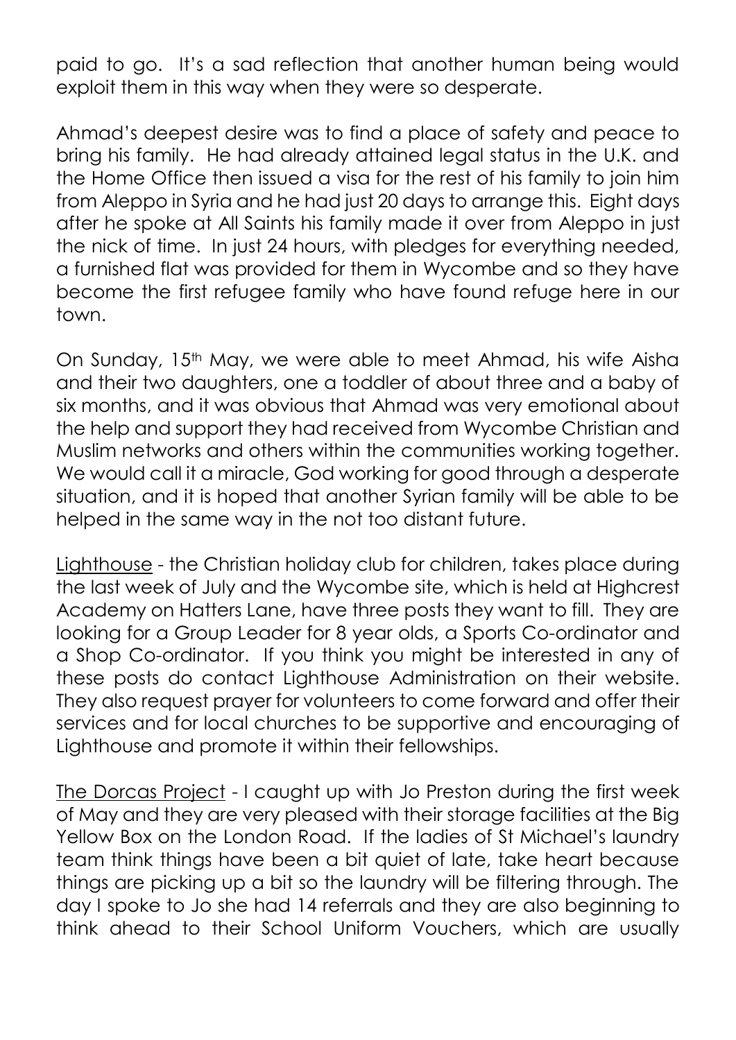paid to go. It's a sad reflection that another human being would exploit them in this way when they were so desperate.

Ahmad's deepest desire was to find a place of safety and peace to bring his family. He had already attained legal status in the U.K. and the Home Office then issued a visa for the rest of his family to join him from Aleppo in Syria and he had just 20 days to arrange this. Eight days after he spoke at All Saints his family made it over from Aleppo in just the nick of time. In just 24 hours, with pledges for everything needed, a furnished flat was provided for them in Wycombe and so they have become the first refugee family who have found refuge here in our town.

On Sunday, 15th May, we were able to meet Ahmad, his wife Aisha and their two daughters, one a toddler of about three and a baby of six months, and it was obvious that Ahmad was very emotional about the help and support they had received from Wycombe Christian and Muslim networks and others within the communities working together. We would call it a miracle, God working for good through a desperate situation, and it is hoped that another Syrian family will be able to be helped in the same way in the not too distant future.

<u>Lighthouse</u> - the Christian holiday club for children, takes place during the last week of July and the Wycombe site, which is held at Highcrest Academy on Hatters Lane, have three posts they want to fill. They are looking for a Group Leader for 8 year olds, a Sports Co-ordinator and a Shop Co-ordinator. If you think you might be interested in any of these posts do contact Lighthouse Administration on their website. They also request prayer for volunteers to come forward and offer their services and for local churches to be supportive and encouraging of Lighthouse and promote it within their fellowships.

<u>The Dorcas Project</u> - I caught up with Jo Preston during the first week of May and they are very pleased with their storage facilities at the Big Yellow Box on the London Road. If the ladies of St Michael's laundry team think things have been a bit quiet of late, take heart because things are picking up a bit so the laundry will be filtering through. The day I spoke to Jo she had 14 referrals and they are also beginning to think ahead to their School Uniform Vouchers, which are usually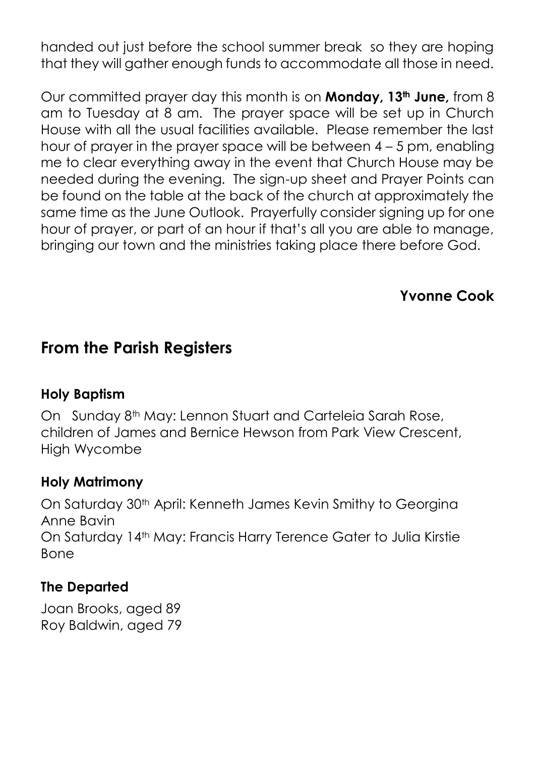handed out just before the school summer break so they are hoping that they will gather enough funds to accommodate all those in need.

Our committed prayer day this month is on **Monday, 13th June,** from 8 am to Tuesday at 8 am. The prayer space will be set up in Church House with all the usual facilities available. Please remember the last hour of prayer in the prayer space will be between 4 – 5 pm, enabling me to clear everything away in the event that Church House may be needed during the evening. The sign-up sheet and Prayer Points can be found on the table at the back of the church at approximately the same time as the June Outlook. Prayerfully consider signing up for one hour of prayer, or part of an hour if that's all you are able to manage, bringing our town and the ministries taking place there before God.

**Yvonne Cook**

## From the Parish Registers

### Holy Baptism

On Sunday 8th May: Lennon Stuart and Carteleia Sarah Rose, children of James and Bernice Hewson from Park View Crescent, High Wycombe

### Holy Matrimony

On Saturday 30th April: Kenneth James Kevin Smithy to Georgina Anne Bavin
On Saturday 14th May: Francis Harry Terence Gater to Julia Kirstie Bone

### The Departed

Joan Brooks, aged 89
Roy Baldwin, aged 79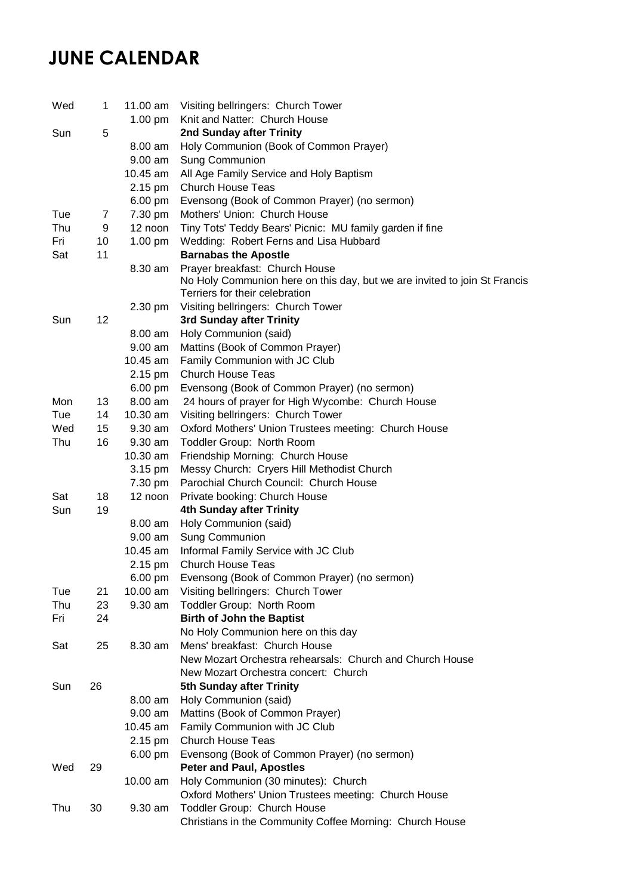# JUNE CALENDAR

| | | | |
|---|---|---|---|
| Wed | 1 | 11.00 am | Visiting bellringers: Church Tower |
| | | 1.00 pm | Knit and Natter: Church House |
| Sun | 5 | | **2nd Sunday after Trinity** |
| | | 8.00 am | Holy Communion (Book of Common Prayer) |
| | | 9.00 am | Sung Communion |
| | | 10.45 am | All Age Family Service and Holy Baptism |
| | | 2.15 pm | Church House Teas |
| | | 6.00 pm | Evensong (Book of Common Prayer) (no sermon) |
| Tue | 7 | 7.30 pm | Mothers' Union: Church House |
| Thu | 9 | 12 noon | Tiny Tots' Teddy Bears' Picnic: MU family garden if fine |
| Fri | 10 | 1.00 pm | Wedding: Robert Ferns and Lisa Hubbard |
| Sat | 11 | | **Barnabas the Apostle** |
| | | 8.30 am | Prayer breakfast: Church House |
| | | | No Holy Communion here on this day, but we are invited to join St Francis Terriers for their celebration |
| | | 2.30 pm | Visiting bellringers: Church Tower |
| Sun | 12 | | **3rd Sunday after Trinity** |
| | | 8.00 am | Holy Communion (said) |
| | | 9.00 am | Mattins (Book of Common Prayer) |
| | | 10.45 am | Family Communion with JC Club |
| | | 2.15 pm | Church House Teas |
| | | 6.00 pm | Evensong (Book of Common Prayer) (no sermon) |
| Mon | 13 | 8.00 am | 24 hours of prayer for High Wycombe: Church House |
| Tue | 14 | 10.30 am | Visiting bellringers: Church Tower |
| Wed | 15 | 9.30 am | Oxford Mothers' Union Trustees meeting: Church House |
| Thu | 16 | 9.30 am | Toddler Group: North Room |
| | | 10.30 am | Friendship Morning: Church House |
| | | 3.15 pm | Messy Church: Cryers Hill Methodist Church |
| | | 7.30 pm | Parochial Church Council: Church House |
| Sat | 18 | 12 noon | Private booking: Church House |
| Sun | 19 | | **4th Sunday after Trinity** |
| | | 8.00 am | Holy Communion (said) |
| | | 9.00 am | Sung Communion |
| | | 10.45 am | Informal Family Service with JC Club |
| | | 2.15 pm | Church House Teas |
| | | 6.00 pm | Evensong (Book of Common Prayer) (no sermon) |
| Tue | 21 | 10.00 am | Visiting bellringers: Church Tower |
| Thu | 23 | 9.30 am | Toddler Group: North Room |
| Fri | 24 | | **Birth of John the Baptist** |
| | | | No Holy Communion here on this day |
| Sat | 25 | 8.30 am | Mens' breakfast: Church House |
| | | | New Mozart Orchestra rehearsals: Church and Church House |
| | | | New Mozart Orchestra concert: Church |
| Sun | 26 | | **5th Sunday after Trinity** |
| | | 8.00 am | Holy Communion (said) |
| | | 9.00 am | Mattins (Book of Common Prayer) |
| | | 10.45 am | Family Communion with JC Club |
| | | 2.15 pm | Church House Teas |
| | | 6.00 pm | Evensong (Book of Common Prayer) (no sermon) |
| Wed | 29 | | **Peter and Paul, Apostles** |
| | | 10.00 am | Holy Communion (30 minutes): Church |
| | | | Oxford Mothers' Union Trustees meeting: Church House |
| Thu | 30 | 9.30 am | Toddler Group: Church House |
| | | | Christians in the Community Coffee Morning: Church House |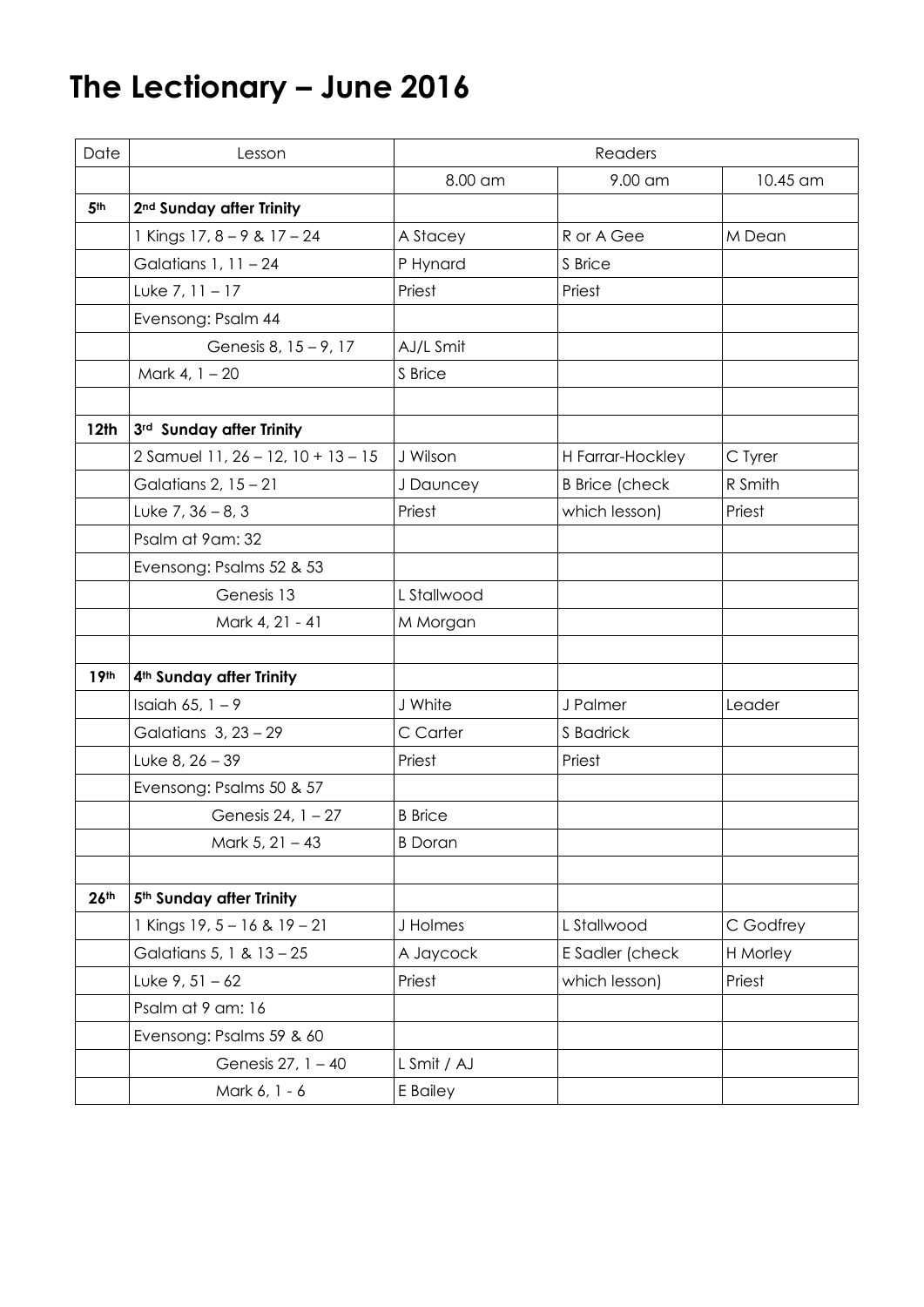# The Lectionary – June 2016

| Date | Lesson | Readers | | |
|---|---|---|---|---|
| | | 8.00 am | 9.00 am | 10.45 am |
| 5th | **2nd Sunday after Trinity** | | | |
| | 1 Kings 17, 8 – 9 & 17 – 24 | A Stacey | R or A Gee | M Dean |
| | Galatians 1, 11 – 24 | P Hynard | S Brice | |
| | Luke 7, 11 – 17 | Priest | Priest | |
| | Evensong: Psalm 44 | | | |
| | Genesis 8, 15 – 9, 17 | AJ/L Smit | | |
| | Mark 4, 1 – 20 | S Brice | | |
| | | | | |
| 12th | **3rd Sunday after Trinity** | | | |
| | 2 Samuel 11, 26 – 12, 10 + 13 – 15 | J Wilson | H Farrar-Hockley | C Tyrer |
| | Galatians 2, 15 – 21 | J Dauncey | B Brice (check | R Smith |
| | Luke 7, 36 – 8, 3 | Priest | which lesson) | Priest |
| | Psalm at 9am: 32 | | | |
| | Evensong: Psalms 52 & 53 | | | |
| | Genesis 13 | L Stallwood | | |
| | Mark 4, 21 - 41 | M Morgan | | |
| | | | | |
| 19th | **4th Sunday after Trinity** | | | |
| | Isaiah 65, 1 – 9 | J White | J Palmer | Leader |
| | Galatians 3, 23 – 29 | C Carter | S Badrick | |
| | Luke 8, 26 – 39 | Priest | Priest | |
| | Evensong: Psalms 50 & 57 | | | |
| | Genesis 24, 1 – 27 | B Brice | | |
| | Mark 5, 21 – 43 | B Doran | | |
| | | | | |
| 26th | **5th Sunday after Trinity** | | | |
| | 1 Kings 19, 5 – 16 & 19 – 21 | J Holmes | L Stallwood | C Godfrey |
| | Galatians 5, 1 & 13 – 25 | A Jaycock | E Sadler (check | H Morley |
| | Luke 9, 51 – 62 | Priest | which lesson) | Priest |
| | Psalm at 9 am: 16 | | | |
| | Evensong: Psalms 59 & 60 | | | |
| | Genesis 27, 1 – 40 | L Smit / AJ | | |
| | Mark 6, 1 - 6 | E Bailey | | |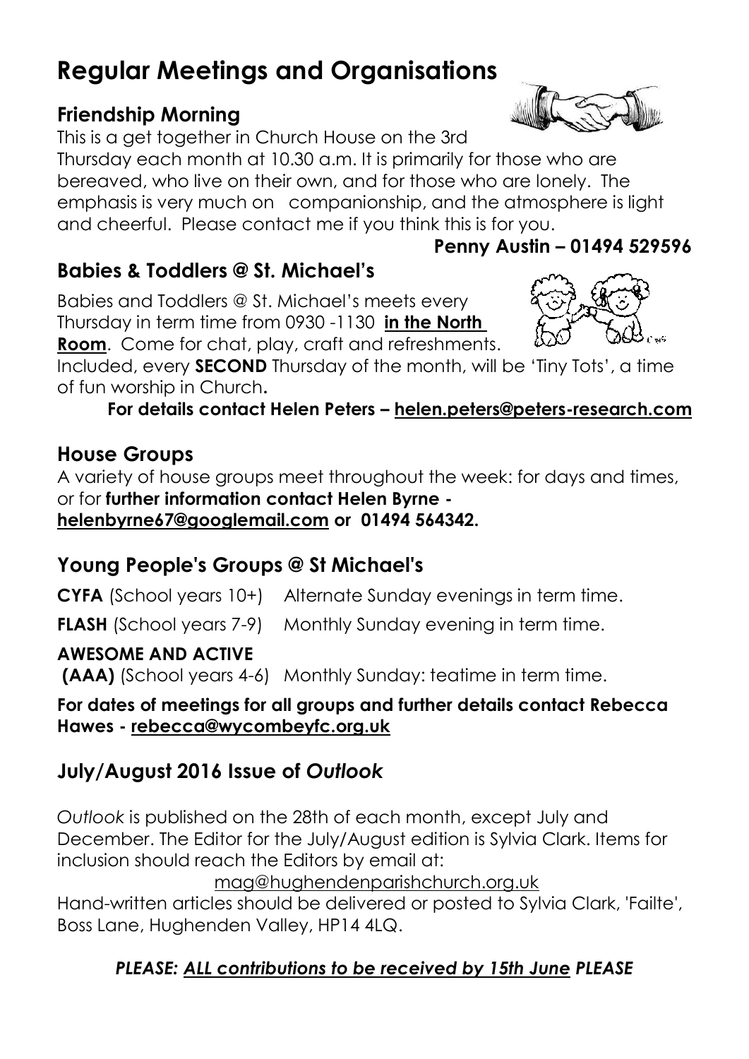# Regular Meetings and Organisations

## Friendship Morning

This is a get together in Church House on the 3rd Thursday each month at 10.30 a.m. It is primarily for those who are bereaved, who live on their own, and for those who are lonely. The emphasis is very much on companionship, and the atmosphere is light and cheerful. Please contact me if you think this is for you.

**Penny Austin – 01494 529596**

## Babies & Toddlers @ St. Michael's

Babies and Toddlers @ St. Michael's meets every Thursday in term time from 0930 -1130 **in the North Room**. Come for chat, play, craft and refreshments. Included, every **SECOND** Thursday of the month, will be 'Tiny Tots', a time of fun worship in Church.

**For details contact Helen Peters – helen.peters@peters-research.com**

## House Groups

A variety of house groups meet throughout the week: for days and times, or for **further information contact Helen Byrne - helenbyrne67@googlemail.com or 01494 564342.**

## Young People's Groups @ St Michael's

**CYFA** (School years 10+) Alternate Sunday evenings in term time.

**FLASH** (School years 7-9) Monthly Sunday evening in term time.

**AWESOME AND ACTIVE (AAA)** (School years 4-6) Monthly Sunday: teatime in term time.

**For dates of meetings for all groups and further details contact Rebecca Hawes - rebecca@wycombeyfc.org.uk**

## July/August 2016 Issue of *Outlook*

*Outlook* is published on the 28th of each month, except July and December. The Editor for the July/August edition is Sylvia Clark. Items for inclusion should reach the Editors by email at:

mag@hughendenparishchurch.org.uk

Hand-written articles should be delivered or posted to Sylvia Clark, 'Failte', Boss Lane, Hughenden Valley, HP14 4LQ.

***PLEASE: ALL contributions to be received by 15th June PLEASE***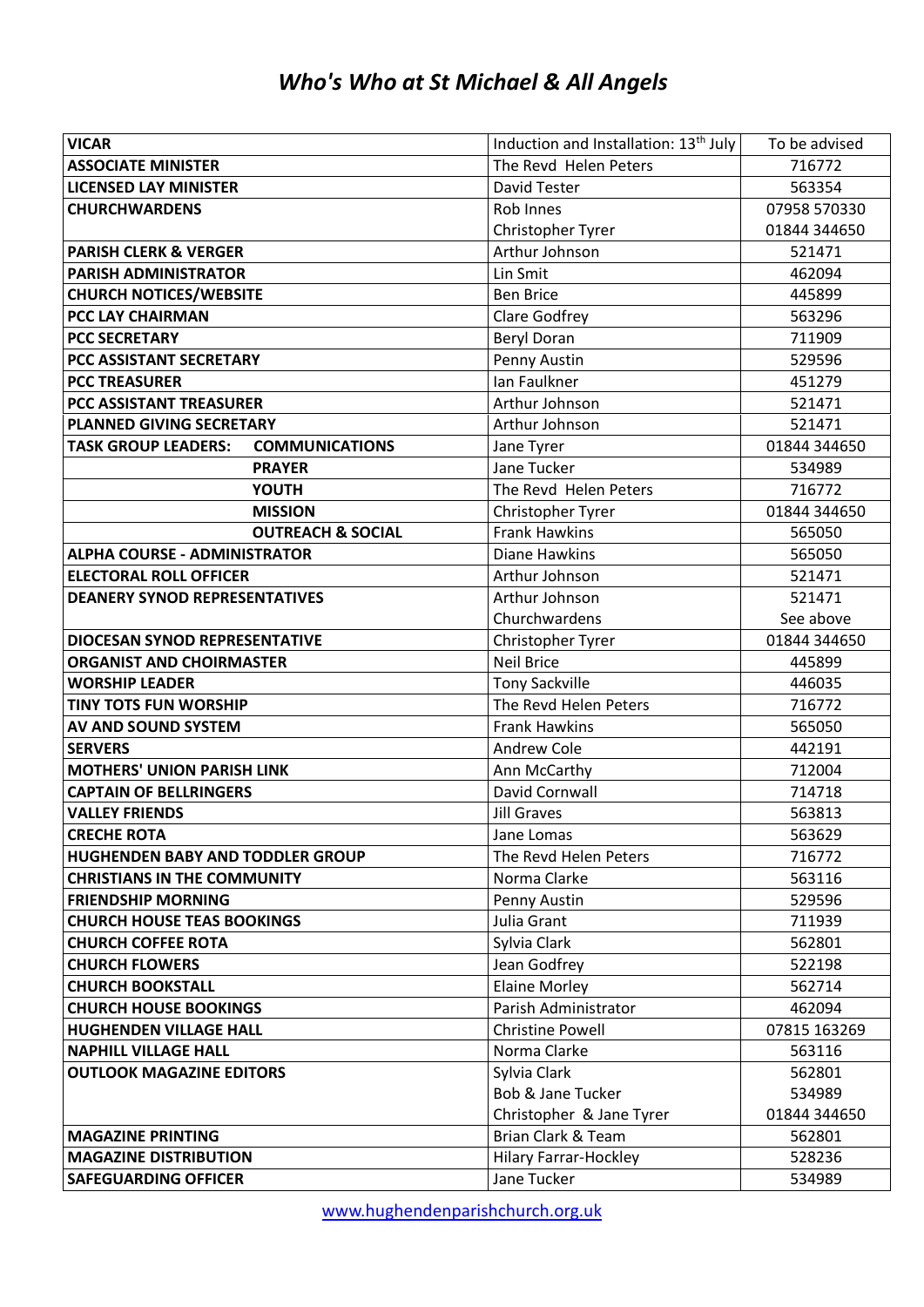# *Who's Who at St Michael & All Angels*

| | | |
|---|---|---|
| **VICAR** | Induction and Installation: 13th July | To be advised |
| **ASSOCIATE MINISTER** | The Revd Helen Peters | 716772 |
| **LICENSED LAY MINISTER** | David Tester | 563354 |
| **CHURCHWARDENS** | Rob Innes | 07958 570330 |
| | Christopher Tyrer | 01844 344650 |
| **PARISH CLERK & VERGER** | Arthur Johnson | 521471 |
| **PARISH ADMINISTRATOR** | Lin Smit | 462094 |
| **CHURCH NOTICES/WEBSITE** | Ben Brice | 445899 |
| **PCC LAY CHAIRMAN** | Clare Godfrey | 563296 |
| **PCC SECRETARY** | Beryl Doran | 711909 |
| **PCC ASSISTANT SECRETARY** | Penny Austin | 529596 |
| **PCC TREASURER** | Ian Faulkner | 451279 |
| **PCC ASSISTANT TREASURER** | Arthur Johnson | 521471 |
| **PLANNED GIVING SECRETARY** | Arthur Johnson | 521471 |
| **TASK GROUP LEADERS: COMMUNICATIONS** | Jane Tyrer | 01844 344650 |
| **PRAYER** | Jane Tucker | 534989 |
| **YOUTH** | The Revd Helen Peters | 716772 |
| **MISSION** | Christopher Tyrer | 01844 344650 |
| **OUTREACH & SOCIAL** | Frank Hawkins | 565050 |
| **ALPHA COURSE - ADMINISTRATOR** | Diane Hawkins | 565050 |
| **ELECTORAL ROLL OFFICER** | Arthur Johnson | 521471 |
| **DEANERY SYNOD REPRESENTATIVES** | Arthur Johnson | 521471 |
| | Churchwardens | See above |
| **DIOCESAN SYNOD REPRESENTATIVE** | Christopher Tyrer | 01844 344650 |
| **ORGANIST AND CHOIRMASTER** | Neil Brice | 445899 |
| **WORSHIP LEADER** | Tony Sackville | 446035 |
| **TINY TOTS FUN WORSHIP** | The Revd Helen Peters | 716772 |
| **AV AND SOUND SYSTEM** | Frank Hawkins | 565050 |
| **SERVERS** | Andrew Cole | 442191 |
| **MOTHERS' UNION PARISH LINK** | Ann McCarthy | 712004 |
| **CAPTAIN OF BELLRINGERS** | David Cornwall | 714718 |
| **VALLEY FRIENDS** | Jill Graves | 563813 |
| **CRECHE ROTA** | Jane Lomas | 563629 |
| **HUGHENDEN BABY AND TODDLER GROUP** | The Revd Helen Peters | 716772 |
| **CHRISTIANS IN THE COMMUNITY** | Norma Clarke | 563116 |
| **FRIENDSHIP MORNING** | Penny Austin | 529596 |
| **CHURCH HOUSE TEAS BOOKINGS** | Julia Grant | 711939 |
| **CHURCH COFFEE ROTA** | Sylvia Clark | 562801 |
| **CHURCH FLOWERS** | Jean Godfrey | 522198 |
| **CHURCH BOOKSTALL** | Elaine Morley | 562714 |
| **CHURCH HOUSE BOOKINGS** | Parish Administrator | 462094 |
| **HUGHENDEN VILLAGE HALL** | Christine Powell | 07815 163269 |
| **NAPHILL VILLAGE HALL** | Norma Clarke | 563116 |
| **OUTLOOK MAGAZINE EDITORS** | Sylvia Clark | 562801 |
| | Bob & Jane Tucker | 534989 |
| | Christopher & Jane Tyrer | 01844 344650 |
| **MAGAZINE PRINTING** | Brian Clark & Team | 562801 |
| **MAGAZINE DISTRIBUTION** | Hilary Farrar-Hockley | 528236 |
| **SAFEGUARDING OFFICER** | Jane Tucker | 534989 |

www.hughendenparishchurch.org.uk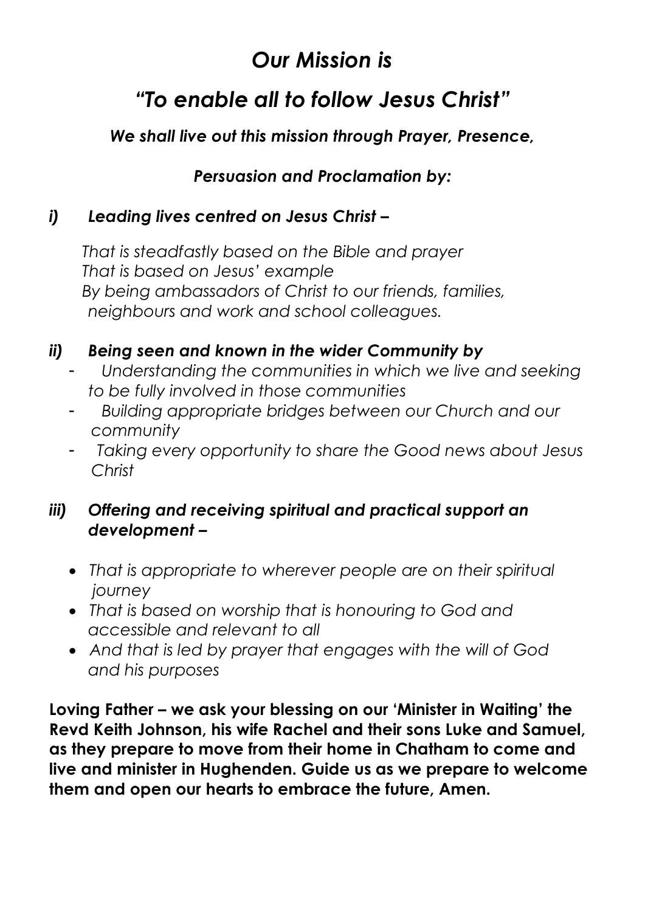# *Our Mission is*

# *"To enable all to follow Jesus Christ"*

***We shall live out this mission through Prayer, Presence,***

***Persuasion and Proclamation by:***

***i) Leading lives centred on Jesus Christ –***

*That is steadfastly based on the Bible and prayer*
*That is based on Jesus' example*
*By being ambassadors of Christ to our friends, families, neighbours and work and school colleagues.*

***ii) Being seen and known in the wider Community by***

- *Understanding the communities in which we live and seeking to be fully involved in those communities*
- *Building appropriate bridges between our Church and our community*
- *Taking every opportunity to share the Good news about Jesus Christ*

***iii) Offering and receiving spiritual and practical support an development –***

- *That is appropriate to wherever people are on their spiritual journey*
- *That is based on worship that is honouring to God and accessible and relevant to all*
- *And that is led by prayer that engages with the will of God and his purposes*

**Loving Father – we ask your blessing on our 'Minister in Waiting' the Revd Keith Johnson, his wife Rachel and their sons Luke and Samuel, as they prepare to move from their home in Chatham to come and live and minister in Hughenden. Guide us as we prepare to welcome them and open our hearts to embrace the future, Amen.**